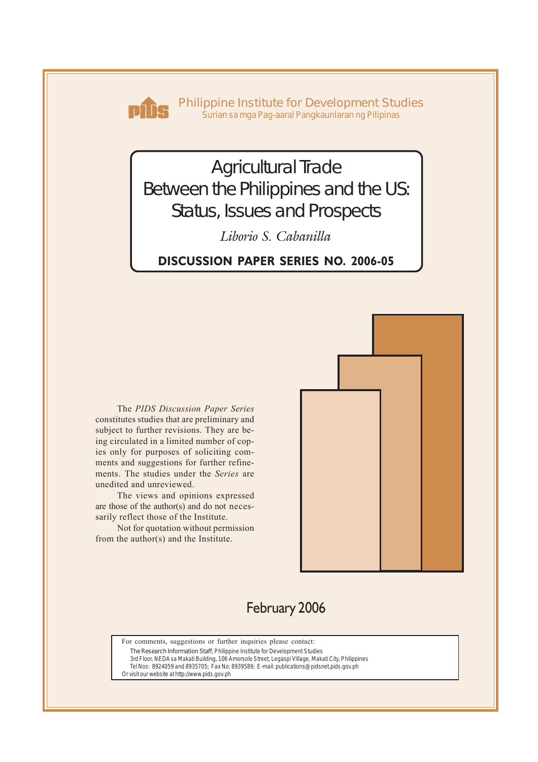Philippine Institute for Development Studies
Surian sa mga Pag-aaral Pangkaunlaran ng Pilipinas

# Agricultural Trade Between the Philippines and the US: Status, Issues and Prospects

*Liborio S. Cabanilla*

**DISCUSSION PAPER SERIES NO. 2006-05**

The *PIDS Discussion Paper Series* constitutes studies that are preliminary and subject to further revisions. They are being circulated in a limited number of copies only for purposes of soliciting comments and suggestions for further refinements. The studies under the *Series* are unedited and unreviewed.

The views and opinions expressed are those of the author(s) and do not necessarily reflect those of the Institute.

Not for quotation without permission from the author(s) and the Institute.

February 2006

For comments, suggestions or further inquiries please contact:
The Research Information Staff, Philippine Institute for Development Studies
3rd Floor, NEDA sa Makati Building, 106 Amorsolo Street, Legaspi Village, Makati City, Philippines
Tel Nos: 8924059 and 8935705; Fax No: 8939589; E-mail: publications@pidsnet.pids.gov.ph
Or visit our website at http://www.pids.gov.ph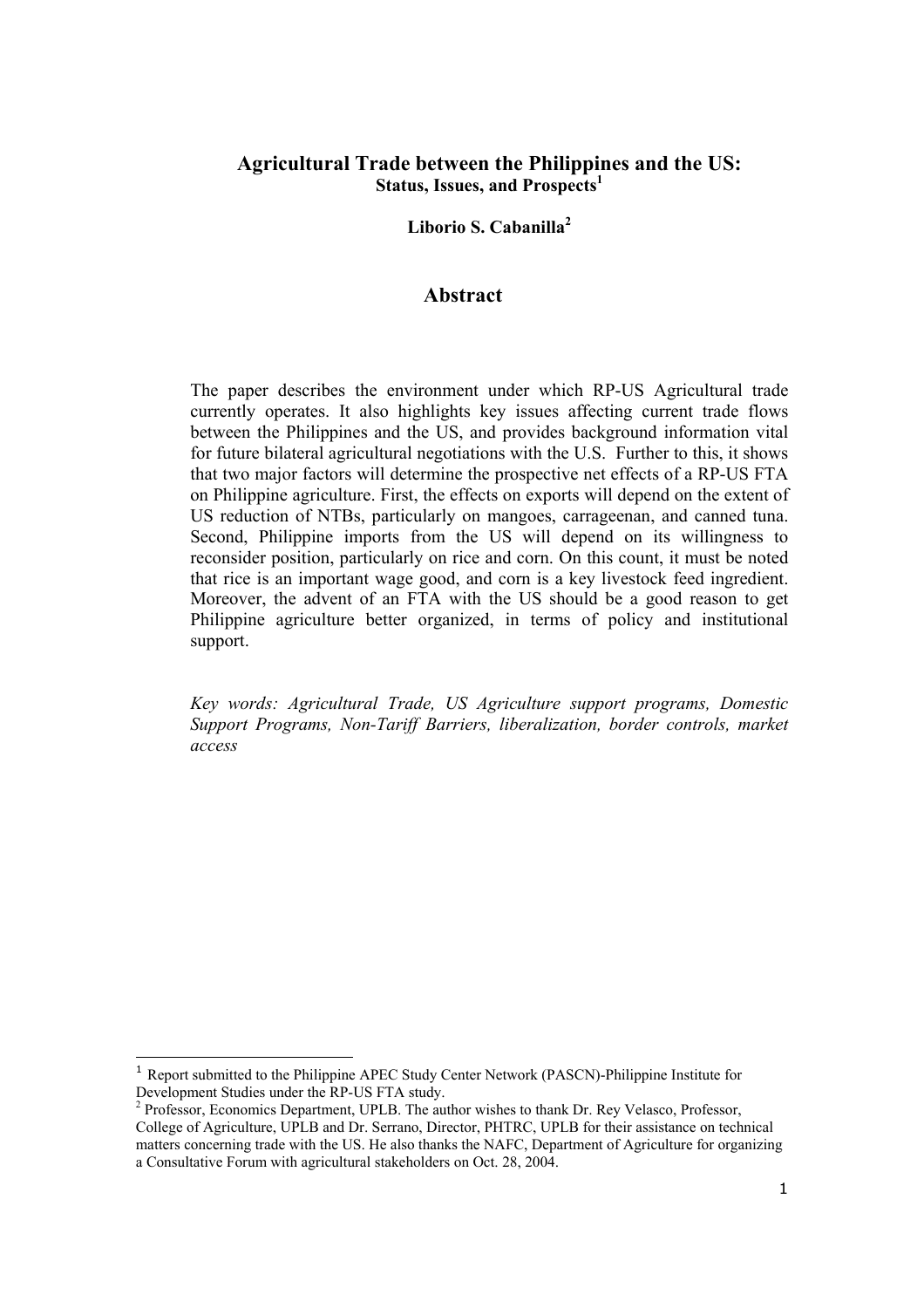# Agricultural Trade between the Philippines and the US:
### Status, Issues, and Prospects[1]

**Liborio S. Cabanilla[2]**

## Abstract

The paper describes the environment under which RP-US Agricultural trade currently operates. It also highlights key issues affecting current trade flows between the Philippines and the US, and provides background information vital for future bilateral agricultural negotiations with the U.S. Further to this, it shows that two major factors will determine the prospective net effects of a RP-US FTA on Philippine agriculture. First, the effects on exports will depend on the extent of US reduction of NTBs, particularly on mangoes, carrageenan, and canned tuna. Second, Philippine imports from the US will depend on its willingness to reconsider position, particularly on rice and corn. On this count, it must be noted that rice is an important wage good, and corn is a key livestock feed ingredient. Moreover, the advent of an FTA with the US should be a good reason to get Philippine agriculture better organized, in terms of policy and institutional support.

*Key words: Agricultural Trade, US Agriculture support programs, Domestic Support Programs, Non-Tariff Barriers, liberalization, border controls, market access*

---

[1] Report submitted to the Philippine APEC Study Center Network (PASCN)-Philippine Institute for Development Studies under the RP-US FTA study.

[2] Professor, Economics Department, UPLB. The author wishes to thank Dr. Rey Velasco, Professor, College of Agriculture, UPLB and Dr. Serrano, Director, PHTRC, UPLB for their assistance on technical matters concerning trade with the US. He also thanks the NAFC, Department of Agriculture for organizing a Consultative Forum with agricultural stakeholders on Oct. 28, 2004.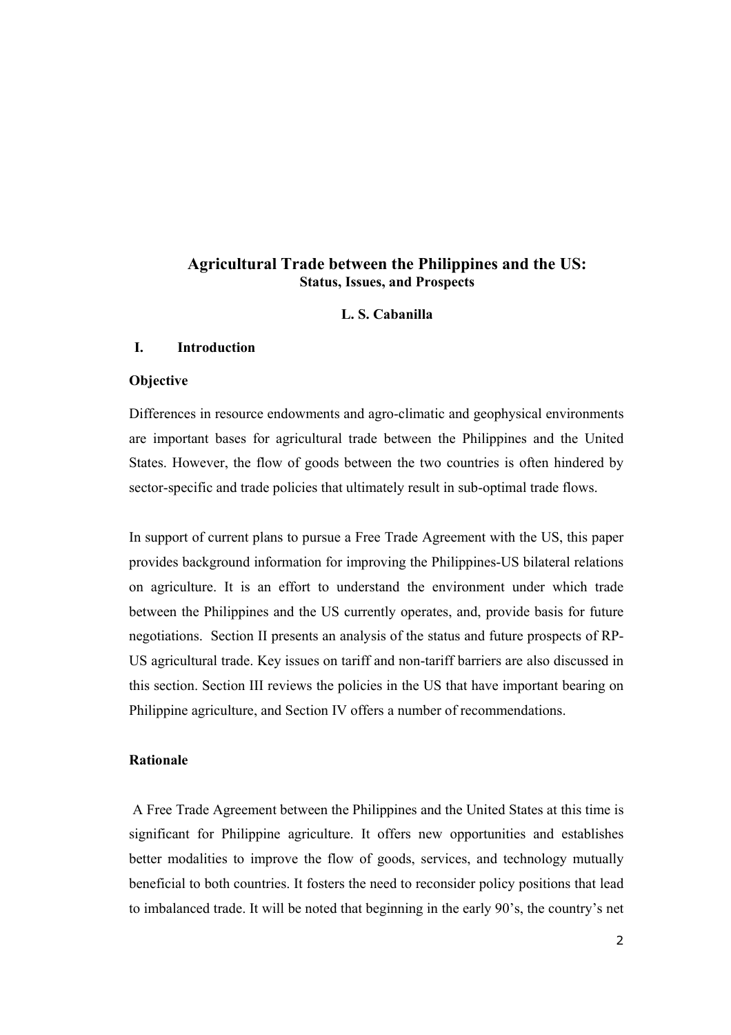# Agricultural Trade between the Philippines and the US:
## Status, Issues, and Prospects

**L. S. Cabanilla**

## I. Introduction

### Objective

Differences in resource endowments and agro-climatic and geophysical environments are important bases for agricultural trade between the Philippines and the United States. However, the flow of goods between the two countries is often hindered by sector-specific and trade policies that ultimately result in sub-optimal trade flows.

In support of current plans to pursue a Free Trade Agreement with the US, this paper provides background information for improving the Philippines-US bilateral relations on agriculture. It is an effort to understand the environment under which trade between the Philippines and the US currently operates, and, provide basis for future negotiations. Section II presents an analysis of the status and future prospects of RP-US agricultural trade. Key issues on tariff and non-tariff barriers are also discussed in this section. Section III reviews the policies in the US that have important bearing on Philippine agriculture, and Section IV offers a number of recommendations.

### Rationale

A Free Trade Agreement between the Philippines and the United States at this time is significant for Philippine agriculture. It offers new opportunities and establishes better modalities to improve the flow of goods, services, and technology mutually beneficial to both countries. It fosters the need to reconsider policy positions that lead to imbalanced trade. It will be noted that beginning in the early 90's, the country's net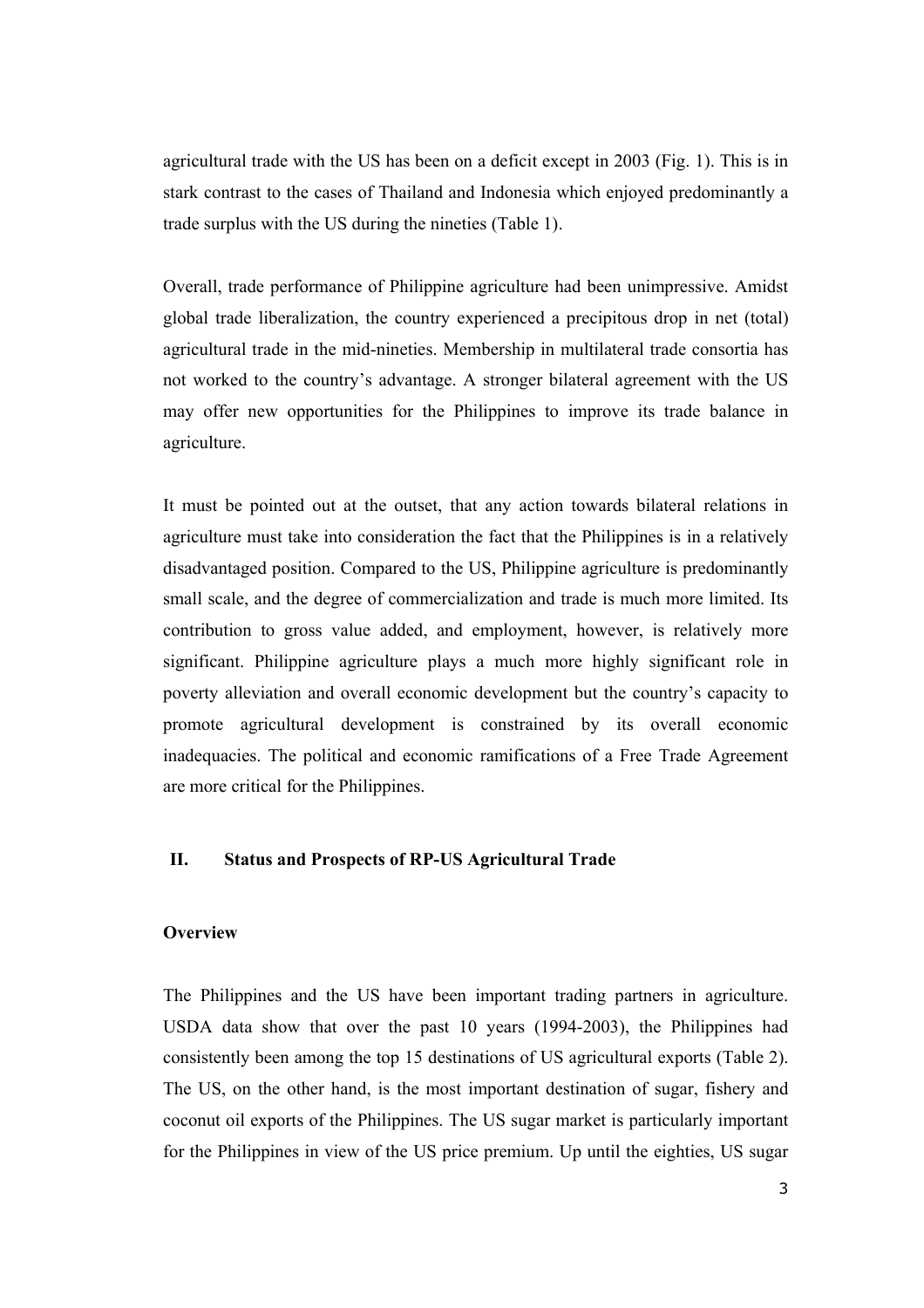agricultural trade with the US has been on a deficit except in 2003 (Fig. 1). This is in stark contrast to the cases of Thailand and Indonesia which enjoyed predominantly a trade surplus with the US during the nineties (Table 1).

Overall, trade performance of Philippine agriculture had been unimpressive. Amidst global trade liberalization, the country experienced a precipitous drop in net (total) agricultural trade in the mid-nineties. Membership in multilateral trade consortia has not worked to the country's advantage. A stronger bilateral agreement with the US may offer new opportunities for the Philippines to improve its trade balance in agriculture.

It must be pointed out at the outset, that any action towards bilateral relations in agriculture must take into consideration the fact that the Philippines is in a relatively disadvantaged position. Compared to the US, Philippine agriculture is predominantly small scale, and the degree of commercialization and trade is much more limited. Its contribution to gross value added, and employment, however, is relatively more significant. Philippine agriculture plays a much more highly significant role in poverty alleviation and overall economic development but the country's capacity to promote agricultural development is constrained by its overall economic inadequacies. The political and economic ramifications of a Free Trade Agreement are more critical for the Philippines.

## II. Status and Prospects of RP-US Agricultural Trade

### Overview

The Philippines and the US have been important trading partners in agriculture. USDA data show that over the past 10 years (1994-2003), the Philippines had consistently been among the top 15 destinations of US agricultural exports (Table 2). The US, on the other hand, is the most important destination of sugar, fishery and coconut oil exports of the Philippines. The US sugar market is particularly important for the Philippines in view of the US price premium. Up until the eighties, US sugar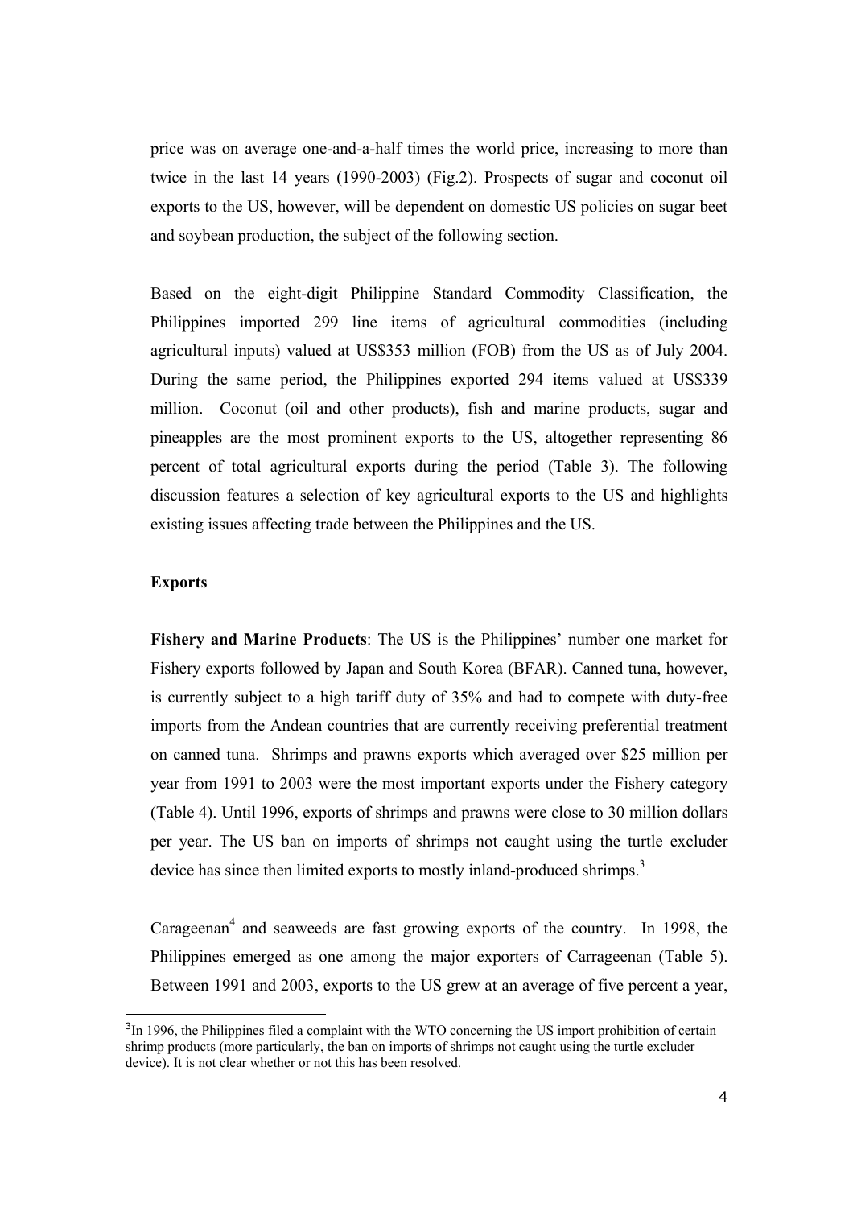price was on average one-and-a-half times the world price, increasing to more than twice in the last 14 years (1990-2003) (Fig.2). Prospects of sugar and coconut oil exports to the US, however, will be dependent on domestic US policies on sugar beet and soybean production, the subject of the following section.

Based on the eight-digit Philippine Standard Commodity Classification, the Philippines imported 299 line items of agricultural commodities (including agricultural inputs) valued at US$353 million (FOB) from the US as of July 2004. During the same period, the Philippines exported 294 items valued at US$339 million. Coconut (oil and other products), fish and marine products, sugar and pineapples are the most prominent exports to the US, altogether representing 86 percent of total agricultural exports during the period (Table 3). The following discussion features a selection of key agricultural exports to the US and highlights existing issues affecting trade between the Philippines and the US.

**Exports**

**Fishery and Marine Products**: The US is the Philippines' number one market for Fishery exports followed by Japan and South Korea (BFAR). Canned tuna, however, is currently subject to a high tariff duty of 35% and had to compete with duty-free imports from the Andean countries that are currently receiving preferential treatment on canned tuna. Shrimps and prawns exports which averaged over $25 million per year from 1991 to 2003 were the most important exports under the Fishery category (Table 4). Until 1996, exports of shrimps and prawns were close to 30 million dollars per year. The US ban on imports of shrimps not caught using the turtle excluder device has since then limited exports to mostly inland-produced shrimps.[3]

Carageenan[4] and seaweeds are fast growing exports of the country. In 1998, the Philippines emerged as one among the major exporters of Carrageenan (Table 5). Between 1991 and 2003, exports to the US grew at an average of five percent a year,

---

[3] In 1996, the Philippines filed a complaint with the WTO concerning the US import prohibition of certain shrimp products (more particularly, the ban on imports of shrimps not caught using the turtle excluder device). It is not clear whether or not this has been resolved.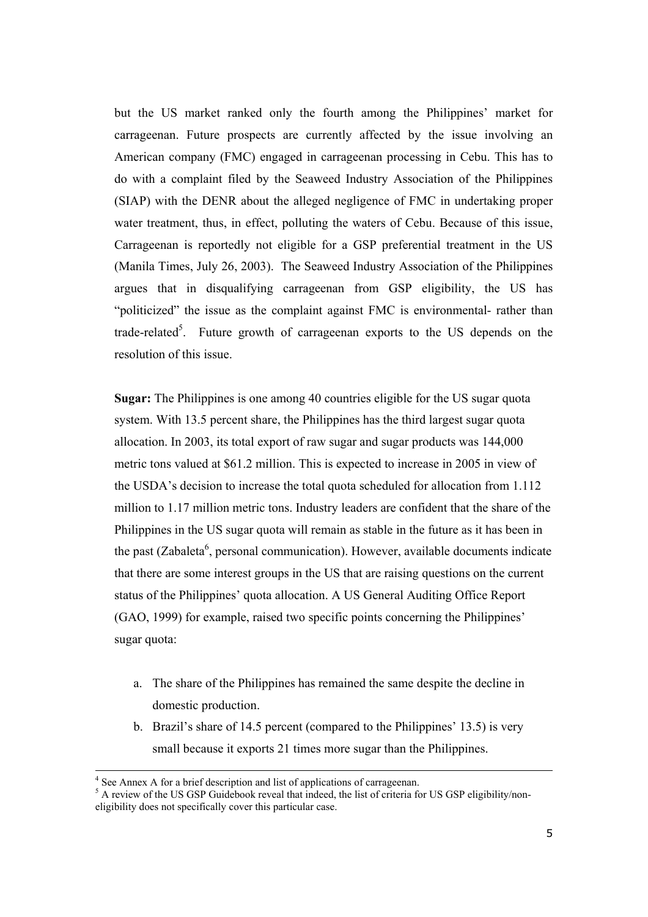but the US market ranked only the fourth among the Philippines' market for carrageenan. Future prospects are currently affected by the issue involving an American company (FMC) engaged in carrageenan processing in Cebu. This has to do with a complaint filed by the Seaweed Industry Association of the Philippines (SIAP) with the DENR about the alleged negligence of FMC in undertaking proper water treatment, thus, in effect, polluting the waters of Cebu. Because of this issue, Carrageenan is reportedly not eligible for a GSP preferential treatment in the US (Manila Times, July 26, 2003). The Seaweed Industry Association of the Philippines argues that in disqualifying carrageenan from GSP eligibility, the US has "politicized" the issue as the complaint against FMC is environmental- rather than trade-related[5]. Future growth of carrageenan exports to the US depends on the resolution of this issue.

**Sugar:** The Philippines is one among 40 countries eligible for the US sugar quota system. With 13.5 percent share, the Philippines has the third largest sugar quota allocation. In 2003, its total export of raw sugar and sugar products was 144,000 metric tons valued at $61.2 million. This is expected to increase in 2005 in view of the USDA's decision to increase the total quota scheduled for allocation from 1.112 million to 1.17 million metric tons. Industry leaders are confident that the share of the Philippines in the US sugar quota will remain as stable in the future as it has been in the past (Zabaleta[6], personal communication). However, available documents indicate that there are some interest groups in the US that are raising questions on the current status of the Philippines' quota allocation. A US General Auditing Office Report (GAO, 1999) for example, raised two specific points concerning the Philippines' sugar quota:

a. The share of the Philippines has remained the same despite the decline in domestic production.
b. Brazil's share of 14.5 percent (compared to the Philippines' 13.5) is very small because it exports 21 times more sugar than the Philippines.

---

[4] See Annex A for a brief description and list of applications of carrageenan.

[5] A review of the US GSP Guidebook reveal that indeed, the list of criteria for US GSP eligibility/non-eligibility does not specifically cover this particular case.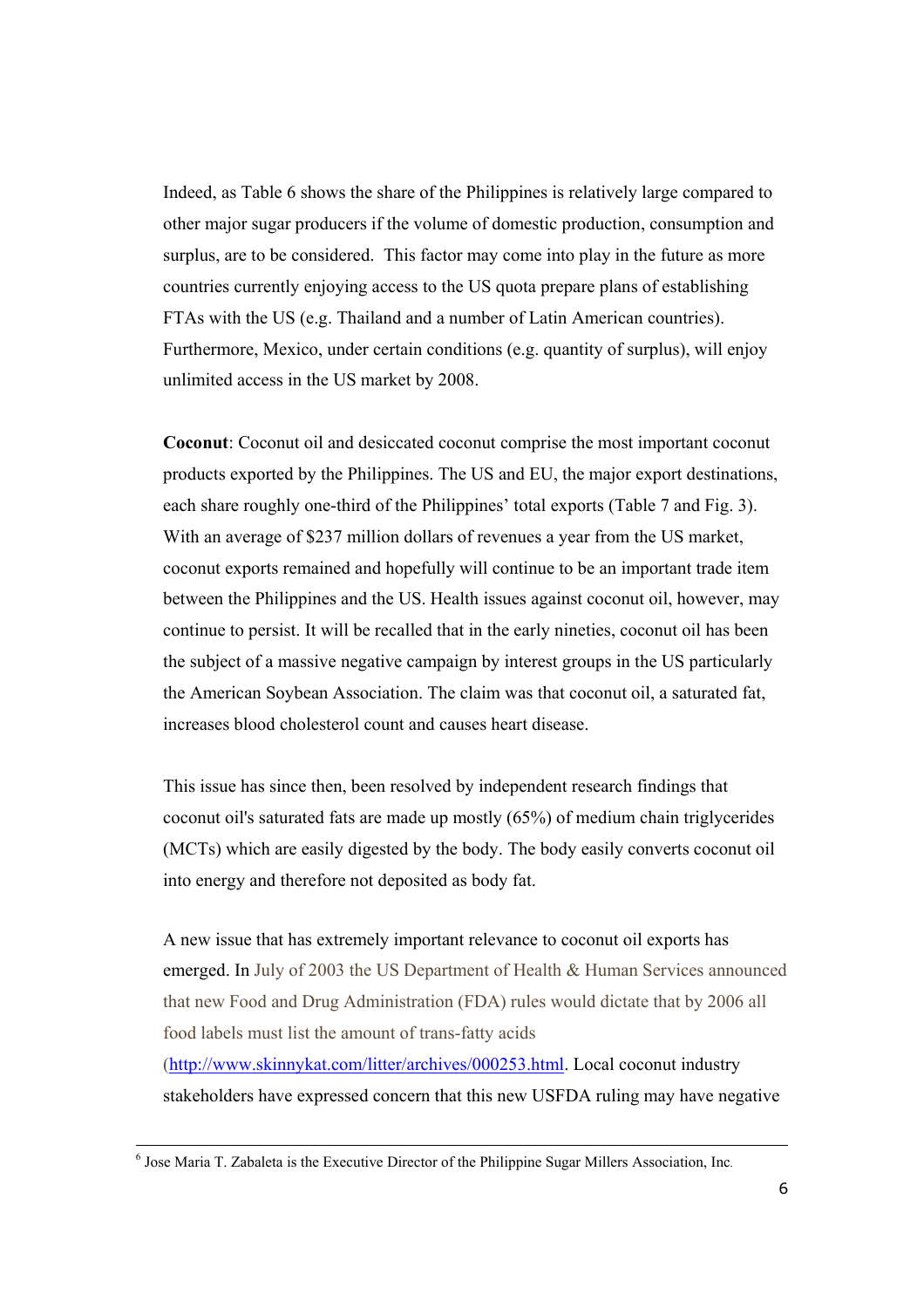Indeed, as Table 6 shows the share of the Philippines is relatively large compared to other major sugar producers if the volume of domestic production, consumption and surplus, are to be considered.  This factor may come into play in the future as more countries currently enjoying access to the US quota prepare plans of establishing FTAs with the US (e.g. Thailand and a number of Latin American countries). Furthermore, Mexico, under certain conditions (e.g. quantity of surplus), will enjoy unlimited access in the US market by 2008.

**Coconut**: Coconut oil and desiccated coconut comprise the most important coconut products exported by the Philippines. The US and EU, the major export destinations, each share roughly one-third of the Philippines' total exports (Table 7 and Fig. 3). With an average of $237 million dollars of revenues a year from the US market, coconut exports remained and hopefully will continue to be an important trade item between the Philippines and the US. Health issues against coconut oil, however, may continue to persist. It will be recalled that in the early nineties, coconut oil has been the subject of a massive negative campaign by interest groups in the US particularly the American Soybean Association. The claim was that coconut oil, a saturated fat, increases blood cholesterol count and causes heart disease.

This issue has since then, been resolved by independent research findings that coconut oil's saturated fats are made up mostly (65%) of medium chain triglycerides (MCTs) which are easily digested by the body. The body easily converts coconut oil into energy and therefore not deposited as body fat.

A new issue that has extremely important relevance to coconut oil exports has emerged. In July of 2003 the US Department of Health & Human Services announced that new Food and Drug Administration (FDA) rules would dictate that by 2006 all food labels must list the amount of trans-fatty acids (http://www.skinnykat.com/litter/archives/000253.html. Local coconut industry stakeholders have expressed concern that this new USFDA ruling may have negative

---

[6] Jose Maria T. Zabaleta is the Executive Director of the Philippine Sugar Millers Association, Inc.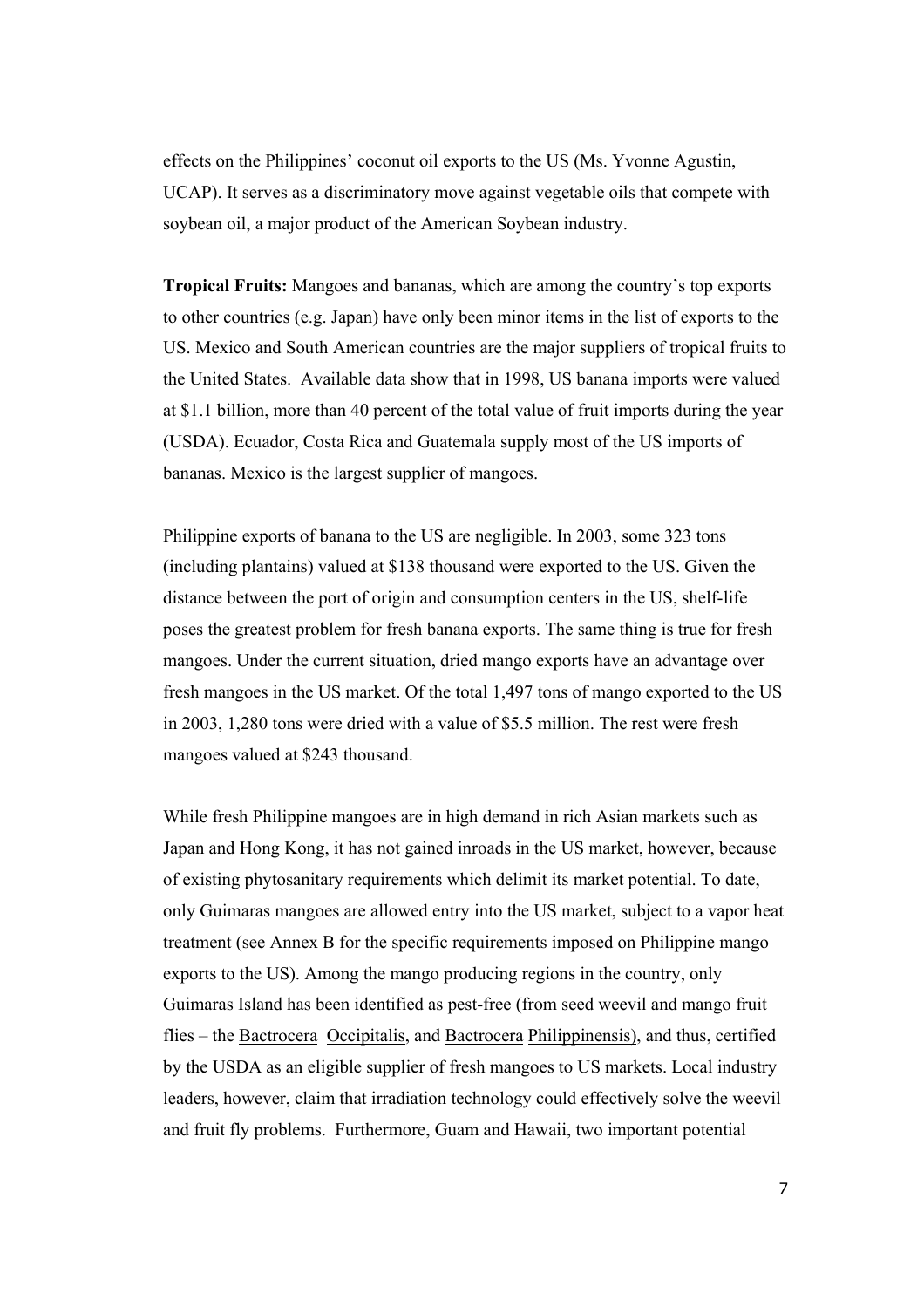effects on the Philippines' coconut oil exports to the US (Ms. Yvonne Agustin, UCAP). It serves as a discriminatory move against vegetable oils that compete with soybean oil, a major product of the American Soybean industry.

**Tropical Fruits:** Mangoes and bananas, which are among the country's top exports to other countries (e.g. Japan) have only been minor items in the list of exports to the US. Mexico and South American countries are the major suppliers of tropical fruits to the United States. Available data show that in 1998, US banana imports were valued at \$1.1 billion, more than 40 percent of the total value of fruit imports during the year (USDA). Ecuador, Costa Rica and Guatemala supply most of the US imports of bananas. Mexico is the largest supplier of mangoes.

Philippine exports of banana to the US are negligible. In 2003, some 323 tons (including plantains) valued at \$138 thousand were exported to the US. Given the distance between the port of origin and consumption centers in the US, shelf-life poses the greatest problem for fresh banana exports. The same thing is true for fresh mangoes. Under the current situation, dried mango exports have an advantage over fresh mangoes in the US market. Of the total 1,497 tons of mango exported to the US in 2003, 1,280 tons were dried with a value of \$5.5 million. The rest were fresh mangoes valued at \$243 thousand.

While fresh Philippine mangoes are in high demand in rich Asian markets such as Japan and Hong Kong, it has not gained inroads in the US market, however, because of existing phytosanitary requirements which delimit its market potential. To date, only Guimaras mangoes are allowed entry into the US market, subject to a vapor heat treatment (see Annex B for the specific requirements imposed on Philippine mango exports to the US). Among the mango producing regions in the country, only Guimaras Island has been identified as pest-free (from seed weevil and mango fruit flies – the Bactrocera Occipitalis, and Bactrocera Philippinensis), and thus, certified by the USDA as an eligible supplier of fresh mangoes to US markets. Local industry leaders, however, claim that irradiation technology could effectively solve the weevil and fruit fly problems. Furthermore, Guam and Hawaii, two important potential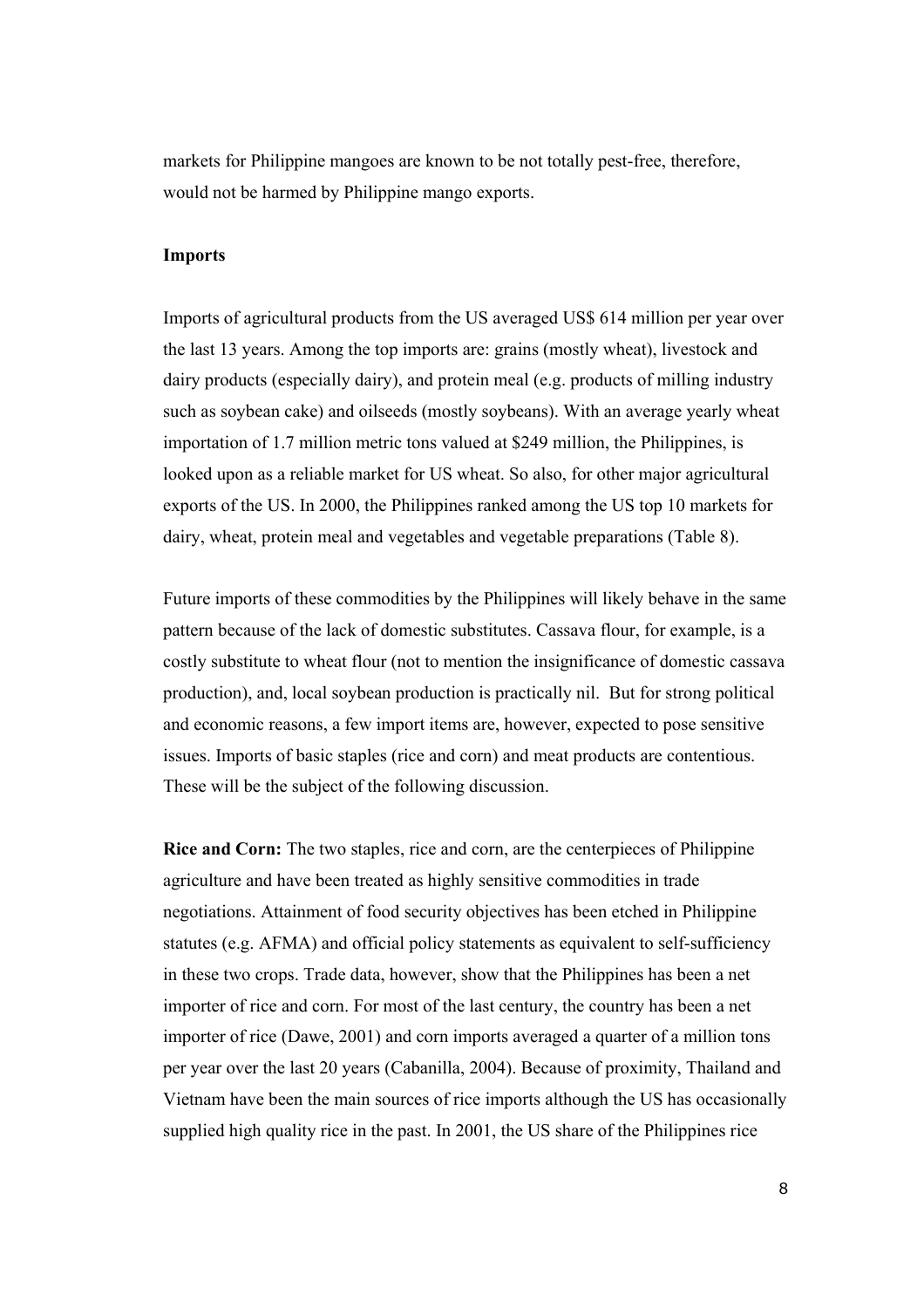markets for Philippine mangoes are known to be not totally pest-free, therefore, would not be harmed by Philippine mango exports.

**Imports**

Imports of agricultural products from the US averaged US$ 614 million per year over the last 13 years. Among the top imports are: grains (mostly wheat), livestock and dairy products (especially dairy), and protein meal (e.g. products of milling industry such as soybean cake) and oilseeds (mostly soybeans). With an average yearly wheat importation of 1.7 million metric tons valued at $249 million, the Philippines, is looked upon as a reliable market for US wheat. So also, for other major agricultural exports of the US. In 2000, the Philippines ranked among the US top 10 markets for dairy, wheat, protein meal and vegetables and vegetable preparations (Table 8).

Future imports of these commodities by the Philippines will likely behave in the same pattern because of the lack of domestic substitutes. Cassava flour, for example, is a costly substitute to wheat flour (not to mention the insignificance of domestic cassava production), and, local soybean production is practically nil. But for strong political and economic reasons, a few import items are, however, expected to pose sensitive issues. Imports of basic staples (rice and corn) and meat products are contentious. These will be the subject of the following discussion.

**Rice and Corn:** The two staples, rice and corn, are the centerpieces of Philippine agriculture and have been treated as highly sensitive commodities in trade negotiations. Attainment of food security objectives has been etched in Philippine statutes (e.g. AFMA) and official policy statements as equivalent to self-sufficiency in these two crops. Trade data, however, show that the Philippines has been a net importer of rice and corn. For most of the last century, the country has been a net importer of rice (Dawe, 2001) and corn imports averaged a quarter of a million tons per year over the last 20 years (Cabanilla, 2004). Because of proximity, Thailand and Vietnam have been the main sources of rice imports although the US has occasionally supplied high quality rice in the past. In 2001, the US share of the Philippines rice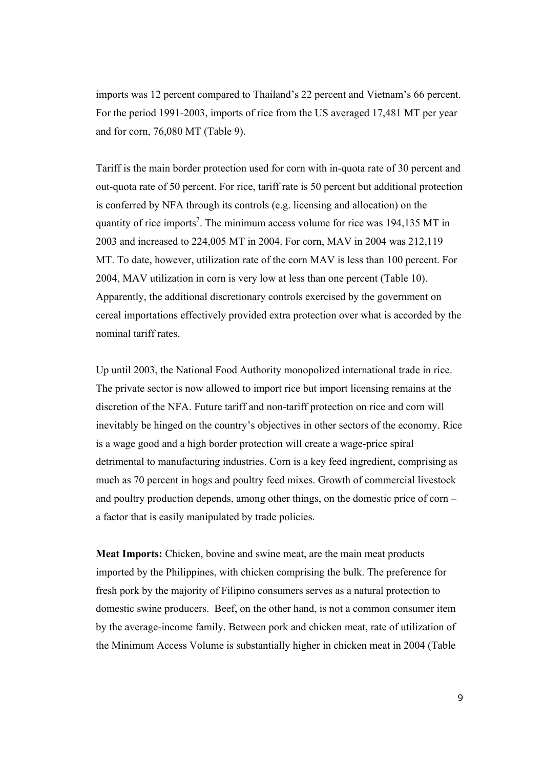imports was 12 percent compared to Thailand's 22 percent and Vietnam's 66 percent. For the period 1991-2003, imports of rice from the US averaged 17,481 MT per year and for corn, 76,080 MT (Table 9).

Tariff is the main border protection used for corn with in-quota rate of 30 percent and out-quota rate of 50 percent. For rice, tariff rate is 50 percent but additional protection is conferred by NFA through its controls (e.g. licensing and allocation) on the quantity of rice imports[7]. The minimum access volume for rice was 194,135 MT in 2003 and increased to 224,005 MT in 2004. For corn, MAV in 2004 was 212,119 MT. To date, however, utilization rate of the corn MAV is less than 100 percent. For 2004, MAV utilization in corn is very low at less than one percent (Table 10). Apparently, the additional discretionary controls exercised by the government on cereal importations effectively provided extra protection over what is accorded by the nominal tariff rates.

Up until 2003, the National Food Authority monopolized international trade in rice. The private sector is now allowed to import rice but import licensing remains at the discretion of the NFA. Future tariff and non-tariff protection on rice and corn will inevitably be hinged on the country's objectives in other sectors of the economy. Rice is a wage good and a high border protection will create a wage-price spiral detrimental to manufacturing industries. Corn is a key feed ingredient, comprising as much as 70 percent in hogs and poultry feed mixes. Growth of commercial livestock and poultry production depends, among other things, on the domestic price of corn – a factor that is easily manipulated by trade policies.

**Meat Imports:** Chicken, bovine and swine meat, are the main meat products imported by the Philippines, with chicken comprising the bulk. The preference for fresh pork by the majority of Filipino consumers serves as a natural protection to domestic swine producers. Beef, on the other hand, is not a common consumer item by the average-income family. Between pork and chicken meat, rate of utilization of the Minimum Access Volume is substantially higher in chicken meat in 2004 (Table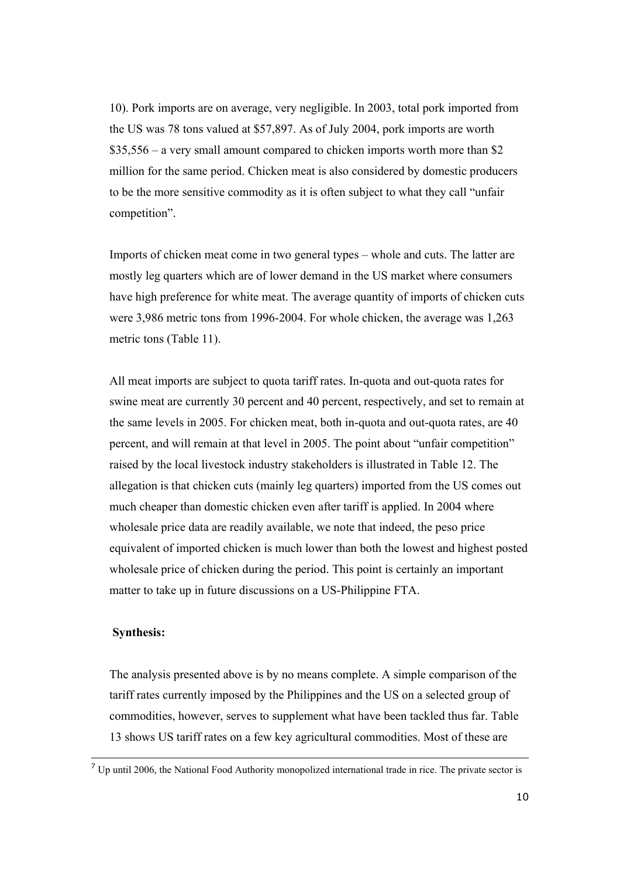10). Pork imports are on average, very negligible. In 2003, total pork imported from the US was 78 tons valued at $57,897. As of July 2004, pork imports are worth $35,556 – a very small amount compared to chicken imports worth more than $2 million for the same period. Chicken meat is also considered by domestic producers to be the more sensitive commodity as it is often subject to what they call "unfair competition".

Imports of chicken meat come in two general types – whole and cuts. The latter are mostly leg quarters which are of lower demand in the US market where consumers have high preference for white meat. The average quantity of imports of chicken cuts were 3,986 metric tons from 1996-2004. For whole chicken, the average was 1,263 metric tons (Table 11).

All meat imports are subject to quota tariff rates. In-quota and out-quota rates for swine meat are currently 30 percent and 40 percent, respectively, and set to remain at the same levels in 2005. For chicken meat, both in-quota and out-quota rates, are 40 percent, and will remain at that level in 2005. The point about "unfair competition" raised by the local livestock industry stakeholders is illustrated in Table 12. The allegation is that chicken cuts (mainly leg quarters) imported from the US comes out much cheaper than domestic chicken even after tariff is applied. In 2004 where wholesale price data are readily available, we note that indeed, the peso price equivalent of imported chicken is much lower than both the lowest and highest posted wholesale price of chicken during the period. This point is certainly an important matter to take up in future discussions on a US-Philippine FTA.

**Synthesis:**

The analysis presented above is by no means complete. A simple comparison of the tariff rates currently imposed by the Philippines and the US on a selected group of commodities, however, serves to supplement what have been tackled thus far. Table 13 shows US tariff rates on a few key agricultural commodities. Most of these are

[7] Up until 2006, the National Food Authority monopolized international trade in rice. The private sector is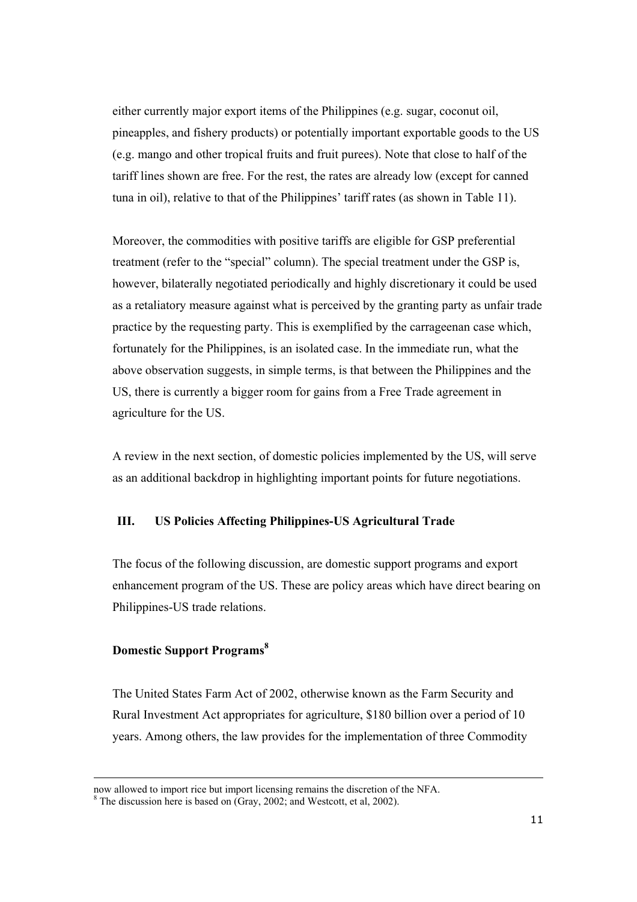either currently major export items of the Philippines (e.g. sugar, coconut oil, pineapples, and fishery products) or potentially important exportable goods to the US (e.g. mango and other tropical fruits and fruit purees). Note that close to half of the tariff lines shown are free. For the rest, the rates are already low (except for canned tuna in oil), relative to that of the Philippines' tariff rates (as shown in Table 11).

Moreover, the commodities with positive tariffs are eligible for GSP preferential treatment (refer to the "special" column). The special treatment under the GSP is, however, bilaterally negotiated periodically and highly discretionary it could be used as a retaliatory measure against what is perceived by the granting party as unfair trade practice by the requesting party. This is exemplified by the carrageenan case which, fortunately for the Philippines, is an isolated case. In the immediate run, what the above observation suggests, in simple terms, is that between the Philippines and the US, there is currently a bigger room for gains from a Free Trade agreement in agriculture for the US.

A review in the next section, of domestic policies implemented by the US, will serve as an additional backdrop in highlighting important points for future negotiations.

## III. US Policies Affecting Philippines-US Agricultural Trade

The focus of the following discussion, are domestic support programs and export enhancement program of the US. These are policy areas which have direct bearing on Philippines-US trade relations.

### Domestic Support Programs[8]

The United States Farm Act of 2002, otherwise known as the Farm Security and Rural Investment Act appropriates for agriculture, $180 billion over a period of 10 years. Among others, the law provides for the implementation of three Commodity

---

now allowed to import rice but import licensing remains the discretion of the NFA.

[8] The discussion here is based on (Gray, 2002; and Westcott, et al, 2002).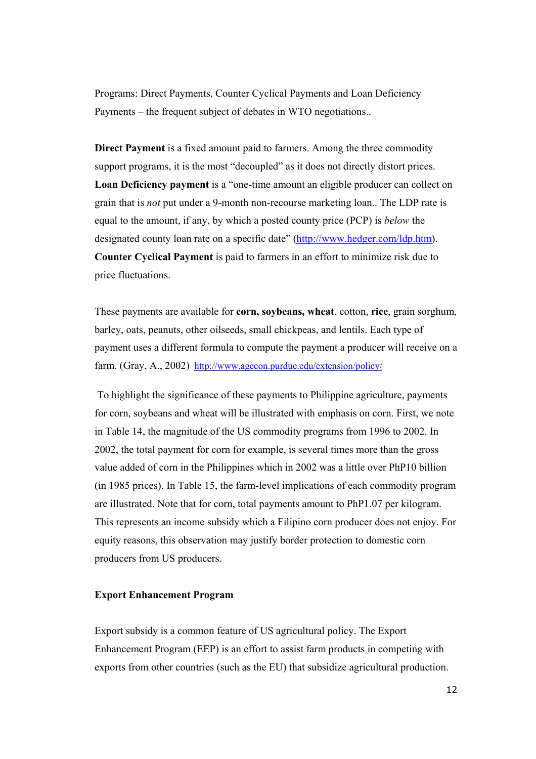Programs: Direct Payments, Counter Cyclical Payments and Loan Deficiency Payments – the frequent subject of debates in WTO negotiations..

**Direct Payment** is a fixed amount paid to farmers. Among the three commodity support programs, it is the most "decoupled" as it does not directly distort prices. **Loan Deficiency payment** is a "one-time amount an eligible producer can collect on grain that is *not* put under a 9-month non-recourse marketing loan.. The LDP rate is equal to the amount, if any, by which a posted county price (PCP) is *below* the designated county loan rate on a specific date" (http://www.hedger.com/ldp.htm). **Counter Cyclical Payment** is paid to farmers in an effort to minimize risk due to price fluctuations.

These payments are available for **corn, soybeans, wheat**, cotton, **rice**, grain sorghum, barley, oats, peanuts, other oilseeds, small chickpeas, and lentils. Each type of payment uses a different formula to compute the payment a producer will receive on a farm. (Gray, A., 2002) http://www.agecon.purdue.edu/extension/policy/

To highlight the significance of these payments to Philippine agriculture, payments for corn, soybeans and wheat will be illustrated with emphasis on corn. First, we note in Table 14, the magnitude of the US commodity programs from 1996 to 2002. In 2002, the total payment for corn for example, is several times more than the gross value added of corn in the Philippines which in 2002 was a little over PhP10 billion (in 1985 prices). In Table 15, the farm-level implications of each commodity program are illustrated. Note that for corn, total payments amount to PhP1.07 per kilogram. This represents an income subsidy which a Filipino corn producer does not enjoy. For equity reasons, this observation may justify border protection to domestic corn producers from US producers.

**Export Enhancement Program**

Export subsidy is a common feature of US agricultural policy. The Export Enhancement Program (EEP) is an effort to assist farm products in competing with exports from other countries (such as the EU) that subsidize agricultural production.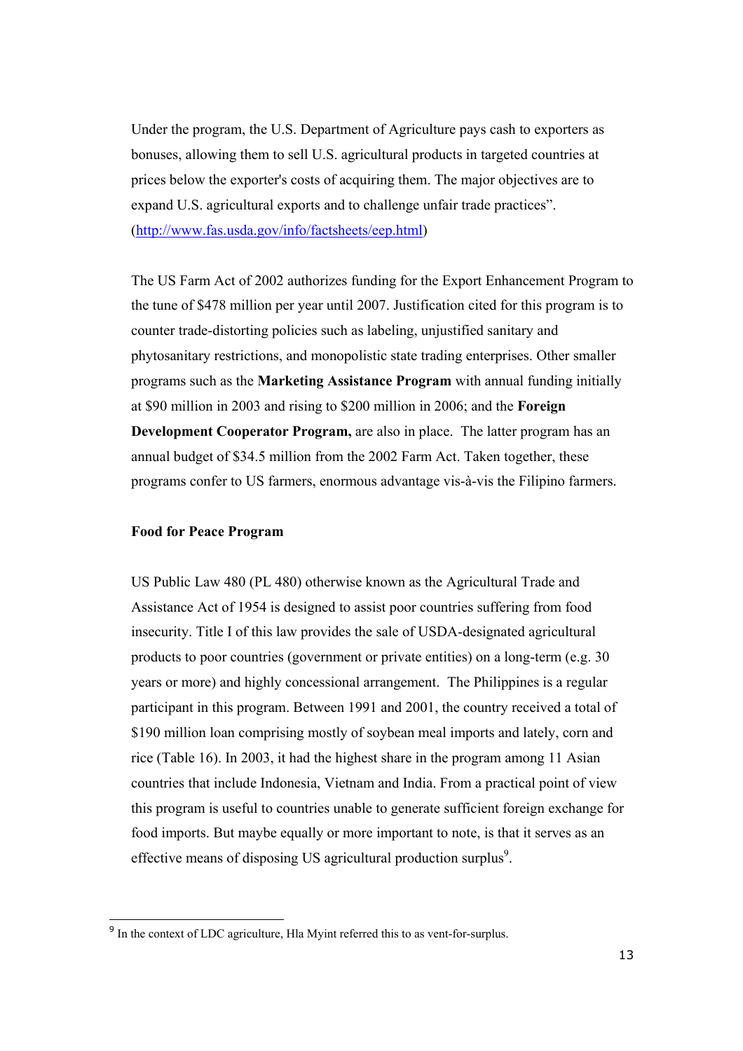Under the program, the U.S. Department of Agriculture pays cash to exporters as bonuses, allowing them to sell U.S. agricultural products in targeted countries at prices below the exporter's costs of acquiring them. The major objectives are to expand U.S. agricultural exports and to challenge unfair trade practices". (http://www.fas.usda.gov/info/factsheets/eep.html)

The US Farm Act of 2002 authorizes funding for the Export Enhancement Program to the tune of $478 million per year until 2007. Justification cited for this program is to counter trade-distorting policies such as labeling, unjustified sanitary and phytosanitary restrictions, and monopolistic state trading enterprises. Other smaller programs such as the **Marketing Assistance Program** with annual funding initially at $90 million in 2003 and rising to $200 million in 2006; and the **Foreign Development Cooperator Program,** are also in place. The latter program has an annual budget of $34.5 million from the 2002 Farm Act. Taken together, these programs confer to US farmers, enormous advantage vis-à-vis the Filipino farmers.

**Food for Peace Program**

US Public Law 480 (PL 480) otherwise known as the Agricultural Trade and Assistance Act of 1954 is designed to assist poor countries suffering from food insecurity. Title I of this law provides the sale of USDA-designated agricultural products to poor countries (government or private entities) on a long-term (e.g. 30 years or more) and highly concessional arrangement. The Philippines is a regular participant in this program. Between 1991 and 2001, the country received a total of $190 million loan comprising mostly of soybean meal imports and lately, corn and rice (Table 16). In 2003, it had the highest share in the program among 11 Asian countries that include Indonesia, Vietnam and India. From a practical point of view this program is useful to countries unable to generate sufficient foreign exchange for food imports. But maybe equally or more important to note, is that it serves as an effective means of disposing US agricultural production surplus[9].

[9] In the context of LDC agriculture, Hla Myint referred this to as vent-for-surplus.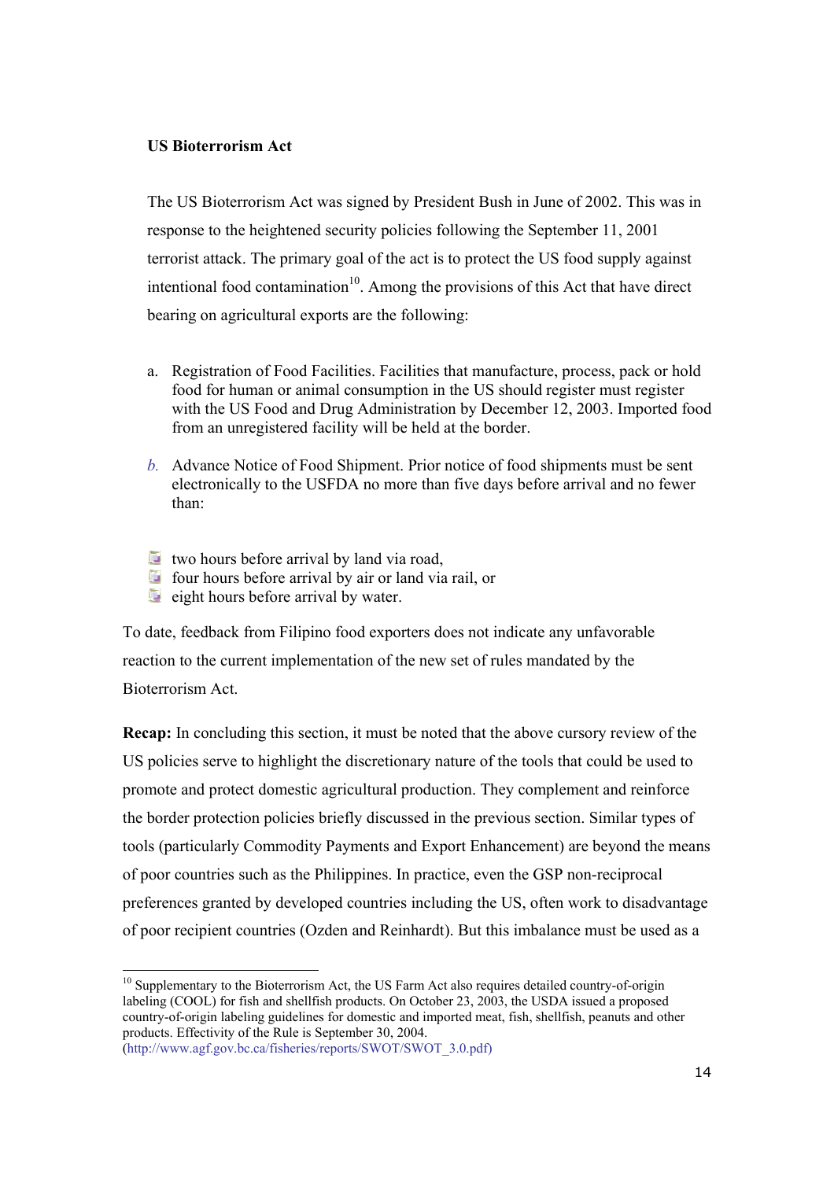**US Bioterrorism Act**

The US Bioterrorism Act was signed by President Bush in June of 2002. This was in response to the heightened security policies following the September 11, 2001 terrorist attack. The primary goal of the act is to protect the US food supply against intentional food contamination[10]. Among the provisions of this Act that have direct bearing on agricultural exports are the following:

a. Registration of Food Facilities. Facilities that manufacture, process, pack or hold food for human or animal consumption in the US should register must register with the US Food and Drug Administration by December 12, 2003. Imported food from an unregistered facility will be held at the border.

b. Advance Notice of Food Shipment. Prior notice of food shipments must be sent electronically to the USFDA no more than five days before arrival and no fewer than:

- two hours before arrival by land via road,
- four hours before arrival by air or land via rail, or
- eight hours before arrival by water.

To date, feedback from Filipino food exporters does not indicate any unfavorable reaction to the current implementation of the new set of rules mandated by the Bioterrorism Act.

**Recap:** In concluding this section, it must be noted that the above cursory review of the US policies serve to highlight the discretionary nature of the tools that could be used to promote and protect domestic agricultural production. They complement and reinforce the border protection policies briefly discussed in the previous section. Similar types of tools (particularly Commodity Payments and Export Enhancement) are beyond the means of poor countries such as the Philippines. In practice, even the GSP non-reciprocal preferences granted by developed countries including the US, often work to disadvantage of poor recipient countries (Ozden and Reinhardt). But this imbalance must be used as a

---

[10] Supplementary to the Bioterrorism Act, the US Farm Act also requires detailed country-of-origin labeling (COOL) for fish and shellfish products. On October 23, 2003, the USDA issued a proposed country-of-origin labeling guidelines for domestic and imported meat, fish, shellfish, peanuts and other products. Effectivity of the Rule is September 30, 2004. (http://www.agf.gov.bc.ca/fisheries/reports/SWOT/SWOT_3.0.pdf)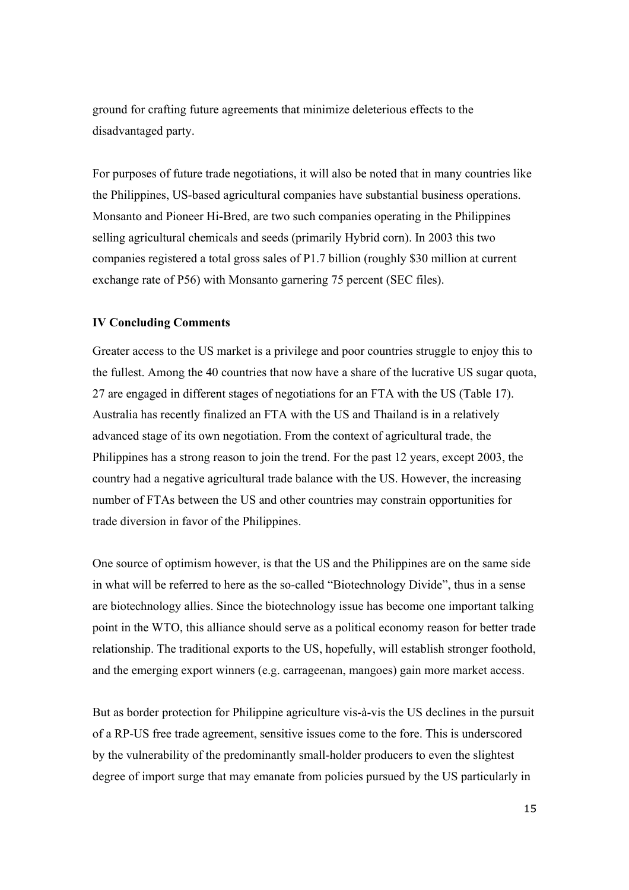ground for crafting future agreements that minimize deleterious effects to the disadvantaged party.

For purposes of future trade negotiations, it will also be noted that in many countries like the Philippines, US-based agricultural companies have substantial business operations. Monsanto and Pioneer Hi-Bred, are two such companies operating in the Philippines selling agricultural chemicals and seeds (primarily Hybrid corn). In 2003 this two companies registered a total gross sales of P1.7 billion (roughly $30 million at current exchange rate of P56) with Monsanto garnering 75 percent (SEC files).

**IV Concluding Comments**

Greater access to the US market is a privilege and poor countries struggle to enjoy this to the fullest. Among the 40 countries that now have a share of the lucrative US sugar quota, 27 are engaged in different stages of negotiations for an FTA with the US (Table 17). Australia has recently finalized an FTA with the US and Thailand is in a relatively advanced stage of its own negotiation. From the context of agricultural trade, the Philippines has a strong reason to join the trend. For the past 12 years, except 2003, the country had a negative agricultural trade balance with the US. However, the increasing number of FTAs between the US and other countries may constrain opportunities for trade diversion in favor of the Philippines.

One source of optimism however, is that the US and the Philippines are on the same side in what will be referred to here as the so-called "Biotechnology Divide", thus in a sense are biotechnology allies. Since the biotechnology issue has become one important talking point in the WTO, this alliance should serve as a political economy reason for better trade relationship. The traditional exports to the US, hopefully, will establish stronger foothold, and the emerging export winners (e.g. carrageenan, mangoes) gain more market access.

But as border protection for Philippine agriculture vis-à-vis the US declines in the pursuit of a RP-US free trade agreement, sensitive issues come to the fore. This is underscored by the vulnerability of the predominantly small-holder producers to even the slightest degree of import surge that may emanate from policies pursued by the US particularly in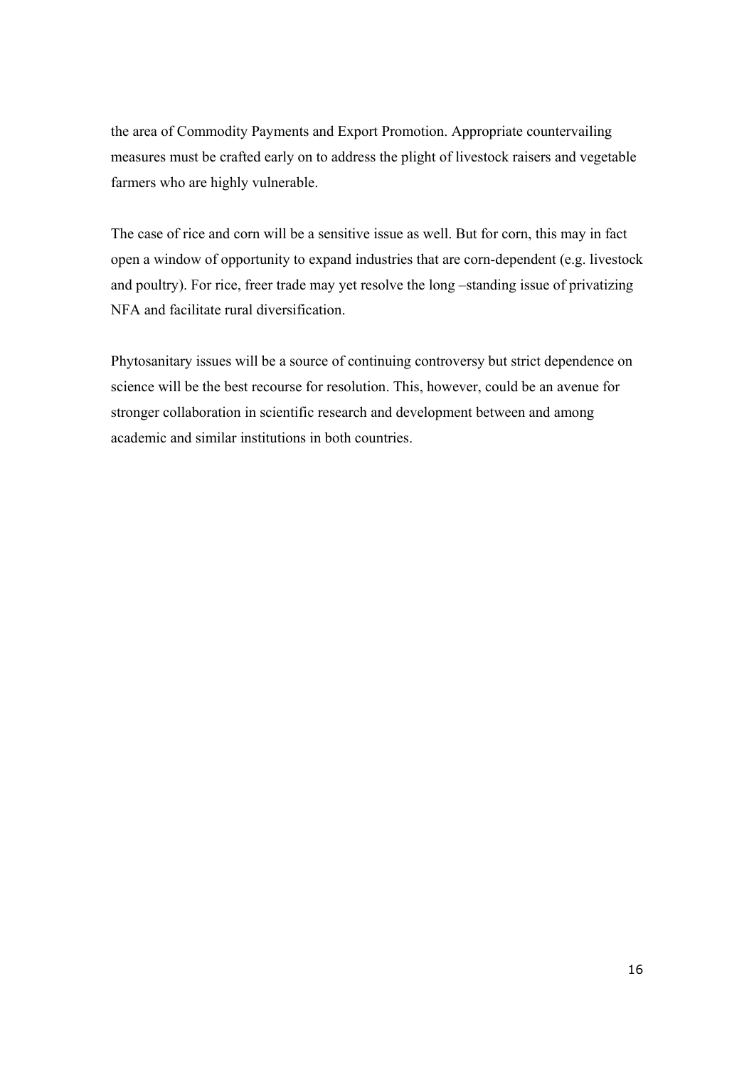the area of Commodity Payments and Export Promotion. Appropriate countervailing measures must be crafted early on to address the plight of livestock raisers and vegetable farmers who are highly vulnerable.

The case of rice and corn will be a sensitive issue as well. But for corn, this may in fact open a window of opportunity to expand industries that are corn-dependent (e.g. livestock and poultry). For rice, freer trade may yet resolve the long –standing issue of privatizing NFA and facilitate rural diversification.

Phytosanitary issues will be a source of continuing controversy but strict dependence on science will be the best recourse for resolution. This, however, could be an avenue for stronger collaboration in scientific research and development between and among academic and similar institutions in both countries.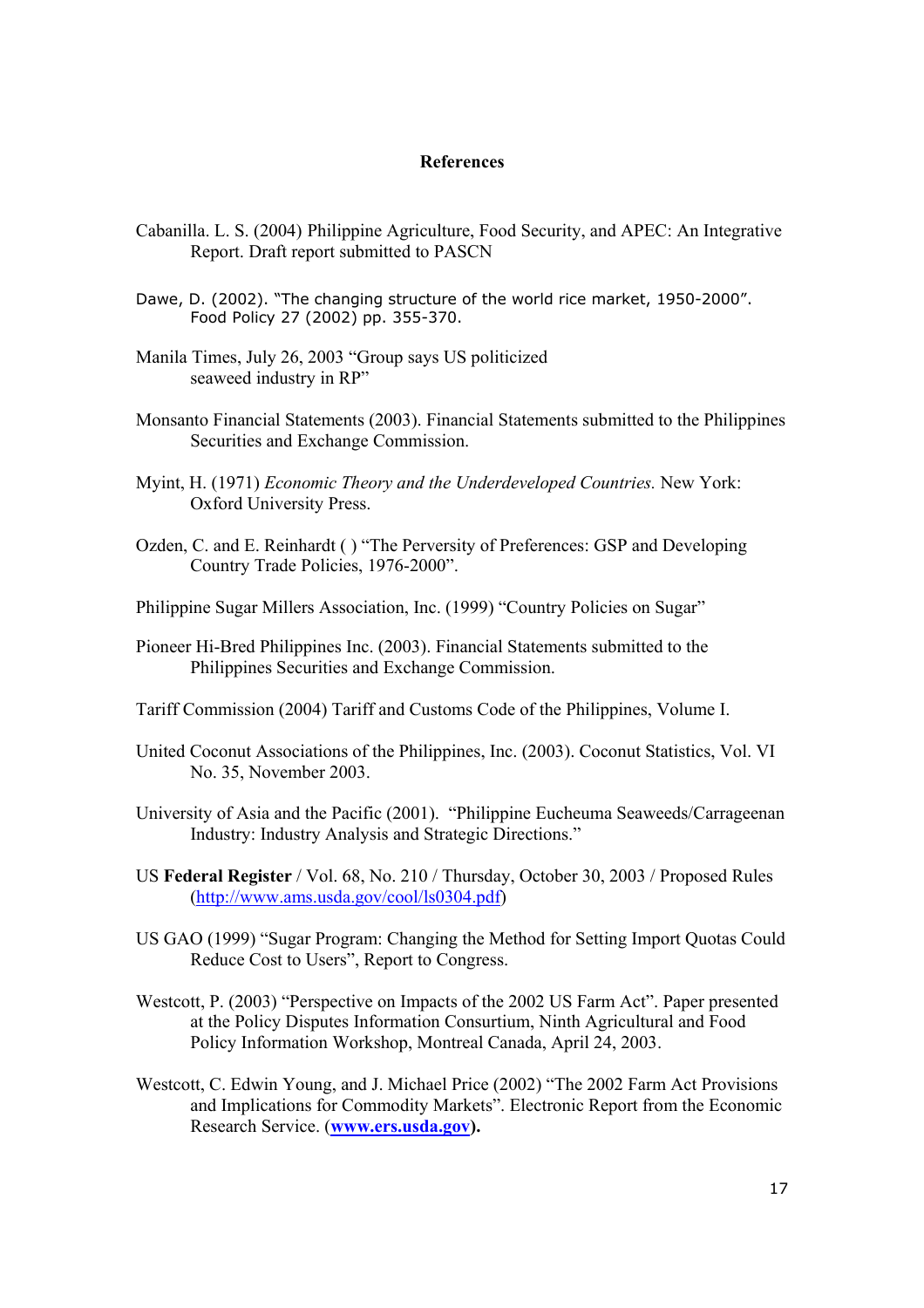## References

Cabanilla. L. S. (2004) Philippine Agriculture, Food Security, and APEC: An Integrative Report. Draft report submitted to PASCN

Dawe, D. (2002). "The changing structure of the world rice market, 1950-2000". Food Policy 27 (2002) pp. 355-370.

Manila Times, July 26, 2003 "Group says US politicized seaweed industry in RP"

Monsanto Financial Statements (2003). Financial Statements submitted to the Philippines Securities and Exchange Commission.

Myint, H. (1971) *Economic Theory and the Underdeveloped Countries.* New York: Oxford University Press.

Ozden, C. and E. Reinhardt ( ) "The Perversity of Preferences: GSP and Developing Country Trade Policies, 1976-2000".

Philippine Sugar Millers Association, Inc. (1999) "Country Policies on Sugar"

Pioneer Hi-Bred Philippines Inc. (2003). Financial Statements submitted to the Philippines Securities and Exchange Commission.

Tariff Commission (2004) Tariff and Customs Code of the Philippines, Volume I.

United Coconut Associations of the Philippines, Inc. (2003). Coconut Statistics, Vol. VI No. 35, November 2003.

University of Asia and the Pacific (2001). "Philippine Eucheuma Seaweeds/Carrageenan Industry: Industry Analysis and Strategic Directions."

US **Federal Register** / Vol. 68, No. 210 / Thursday, October 30, 2003 / Proposed Rules (http://www.ams.usda.gov/cool/ls0304.pdf)

US GAO (1999) "Sugar Program: Changing the Method for Setting Import Quotas Could Reduce Cost to Users", Report to Congress.

Westcott, P. (2003) "Perspective on Impacts of the 2002 US Farm Act". Paper presented at the Policy Disputes Information Consurtium, Ninth Agricultural and Food Policy Information Workshop, Montreal Canada, April 24, 2003.

Westcott, C. Edwin Young, and J. Michael Price (2002) "The 2002 Farm Act Provisions and Implications for Commodity Markets". Electronic Report from the Economic Research Service. (**www.ers.usda.gov**).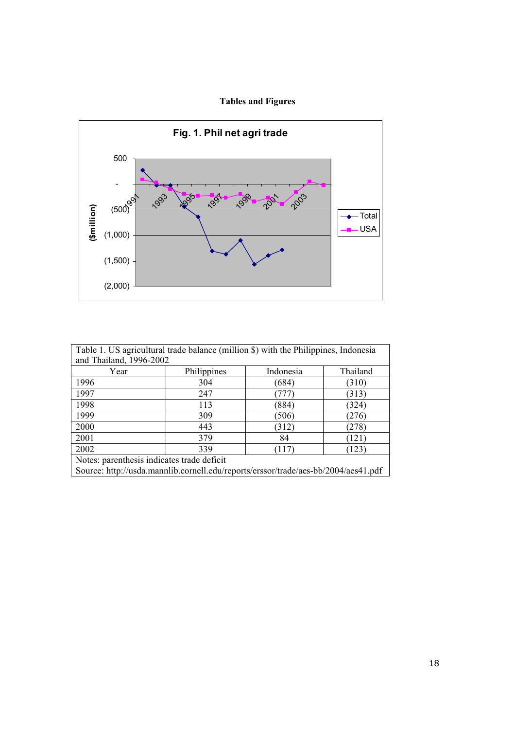**Tables and Figures**

Fig. 1. Phil net agri trade

| Table 1. US agricultural trade balance (million $) with the Philippines, Indonesia and Thailand, 1996-2002 | | | |
|---|---|---|---|
| Year | Philippines | Indonesia | Thailand |
| 1996 | 304 | (684) | (310) |
| 1997 | 247 | (777) | (313) |
| 1998 | 113 | (884) | (324) |
| 1999 | 309 | (506) | (276) |
| 2000 | 443 | (312) | (278) |
| 2001 | 379 | 84 | (121) |
| 2002 | 339 | (117) | (123) |

Notes: parenthesis indicates trade deficit

Source: http://usda.mannlib.cornell.edu/reports/erssor/trade/aes-bb/2004/aes41.pdf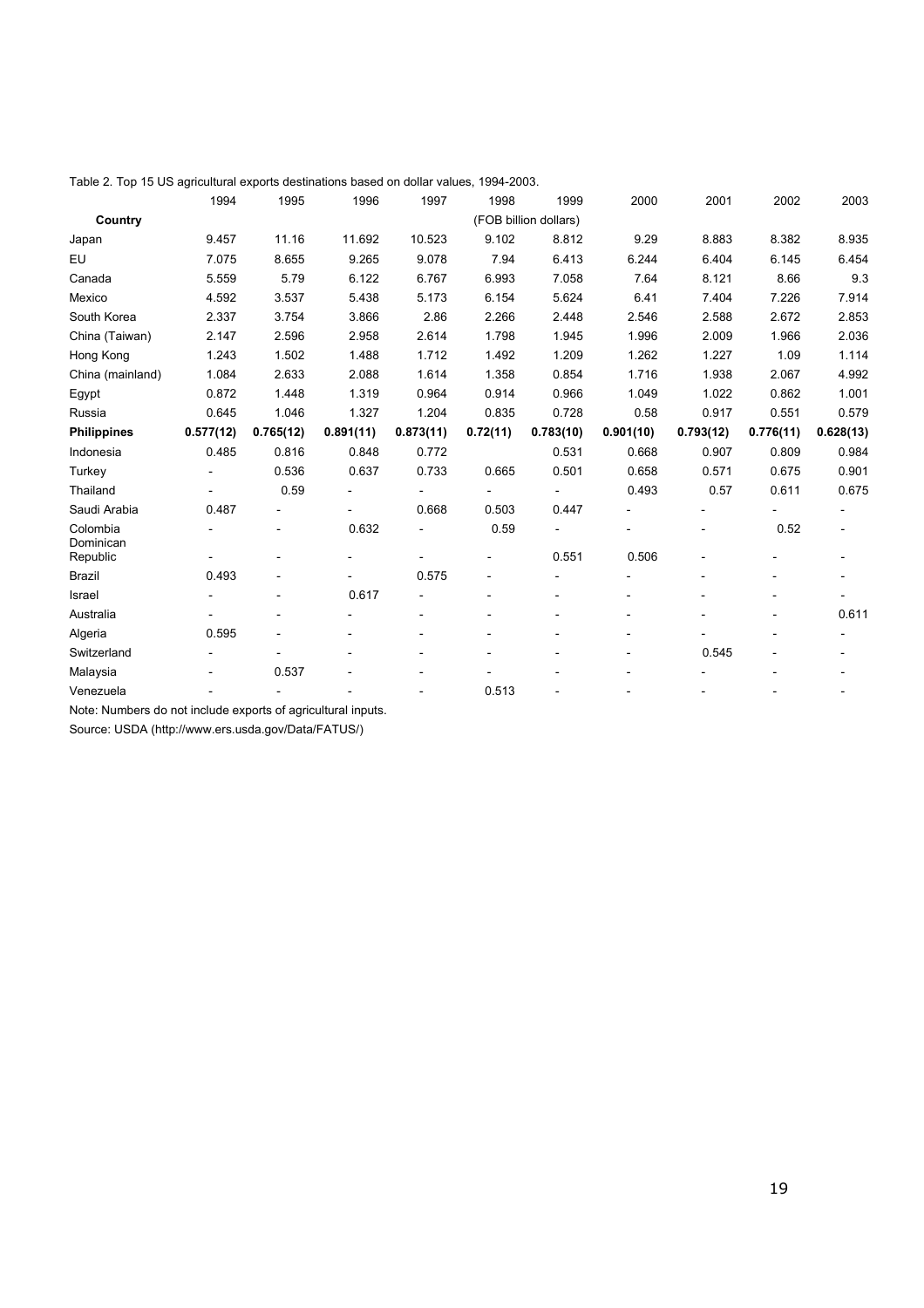Table 2. Top 15 US agricultural exports destinations based on dollar values, 1994-2003.

| Country | 1994 | 1995 | 1996 | 1997 | 1998 | 1999 | 2000 | 2001 | 2002 | 2003 |
|---|---|---|---|---|---|---|---|---|---|---|
| | | | | | (FOB billion dollars) | | | | | |
| Japan | 9.457 | 11.16 | 11.692 | 10.523 | 9.102 | 8.812 | 9.29 | 8.883 | 8.382 | 8.935 |
| EU | 7.075 | 8.655 | 9.265 | 9.078 | 7.94 | 6.413 | 6.244 | 6.404 | 6.145 | 6.454 |
| Canada | 5.559 | 5.79 | 6.122 | 6.767 | 6.993 | 7.058 | 7.64 | 8.121 | 8.66 | 9.3 |
| Mexico | 4.592 | 3.537 | 5.438 | 5.173 | 6.154 | 5.624 | 6.41 | 7.404 | 7.226 | 7.914 |
| South Korea | 2.337 | 3.754 | 3.866 | 2.86 | 2.266 | 2.448 | 2.546 | 2.588 | 2.672 | 2.853 |
| China (Taiwan) | 2.147 | 2.596 | 2.958 | 2.614 | 1.798 | 1.945 | 1.996 | 2.009 | 1.966 | 2.036 |
| Hong Kong | 1.243 | 1.502 | 1.488 | 1.712 | 1.492 | 1.209 | 1.262 | 1.227 | 1.09 | 1.114 |
| China (mainland) | 1.084 | 2.633 | 2.088 | 1.614 | 1.358 | 0.854 | 1.716 | 1.938 | 2.067 | 4.992 |
| Egypt | 0.872 | 1.448 | 1.319 | 0.964 | 0.914 | 0.966 | 1.049 | 1.022 | 0.862 | 1.001 |
| Russia | 0.645 | 1.046 | 1.327 | 1.204 | 0.835 | 0.728 | 0.58 | 0.917 | 0.551 | 0.579 |
| **Philippines** | **0.577(12)** | **0.765(12)** | **0.891(11)** | **0.873(11)** | **0.72(11)** | **0.783(10)** | **0.901(10)** | **0.793(12)** | **0.776(11)** | **0.628(13)** |
| Indonesia | 0.485 | 0.816 | 0.848 | 0.772 | | 0.531 | 0.668 | 0.907 | 0.809 | 0.984 |
| Turkey | - | 0.536 | 0.637 | 0.733 | 0.665 | 0.501 | 0.658 | 0.571 | 0.675 | 0.901 |
| Thailand | - | 0.59 | - | - | - | - | 0.493 | 0.57 | 0.611 | 0.675 |
| Saudi Arabia | 0.487 | - | - | 0.668 | 0.503 | 0.447 | - | - | - | - |
| Colombia | - | - | 0.632 | - | 0.59 | - | - | - | 0.52 | - |
| Dominican Republic | - | - | - | - | - | 0.551 | 0.506 | - | - | - |
| Brazil | 0.493 | - | - | 0.575 | - | - | - | - | - | - |
| Israel | - | - | 0.617 | - | - | - | - | - | - | - |
| Australia | - | - | - | - | - | - | - | - | - | 0.611 |
| Algeria | 0.595 | - | - | - | - | - | - | - | - | - |
| Switzerland | - | - | - | - | - | - | - | 0.545 | - | - |
| Malaysia | - | 0.537 | - | - | - | - | - | - | - | - |
| Venezuela | - | - | - | - | 0.513 | - | - | - | - | - |

Note: Numbers do not include exports of agricultural inputs.

Source: USDA (http://www.ers.usda.gov/Data/FATUS/)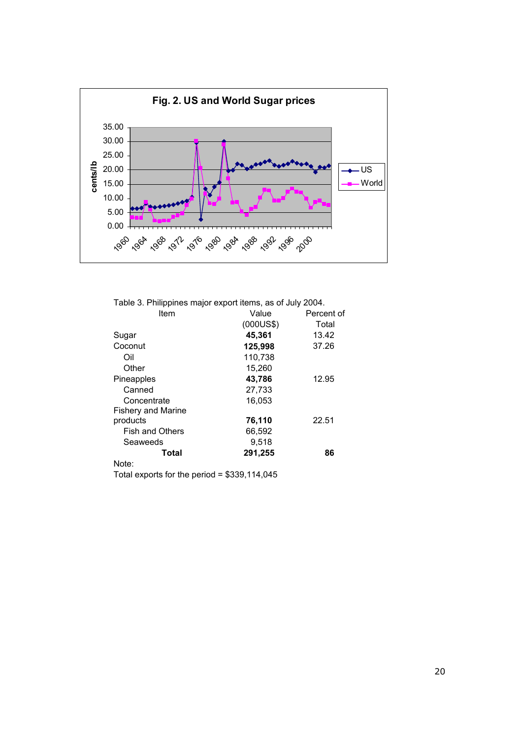Table 3. Philippines major export items, as of July 2004.

| Item | Value (000US$) | Percent of Total |
|---|---|---|
| Sugar | **45,361** | 13.42 |
| Coconut | **125,998** | 37.26 |
| Oil | 110,738 | |
| Other | 15,260 | |
| Pineapples | **43,786** | 12.95 |
| Canned | 27,733 | |
| Concentrate | 16,053 | |
| Fishery and Marine products | **76,110** | 22.51 |
| Fish and Others | 66,592 | |
| Seaweeds | 9,518 | |
| **Total** | **291,255** | **86** |

Note:
Total exports for the period = $339,114,045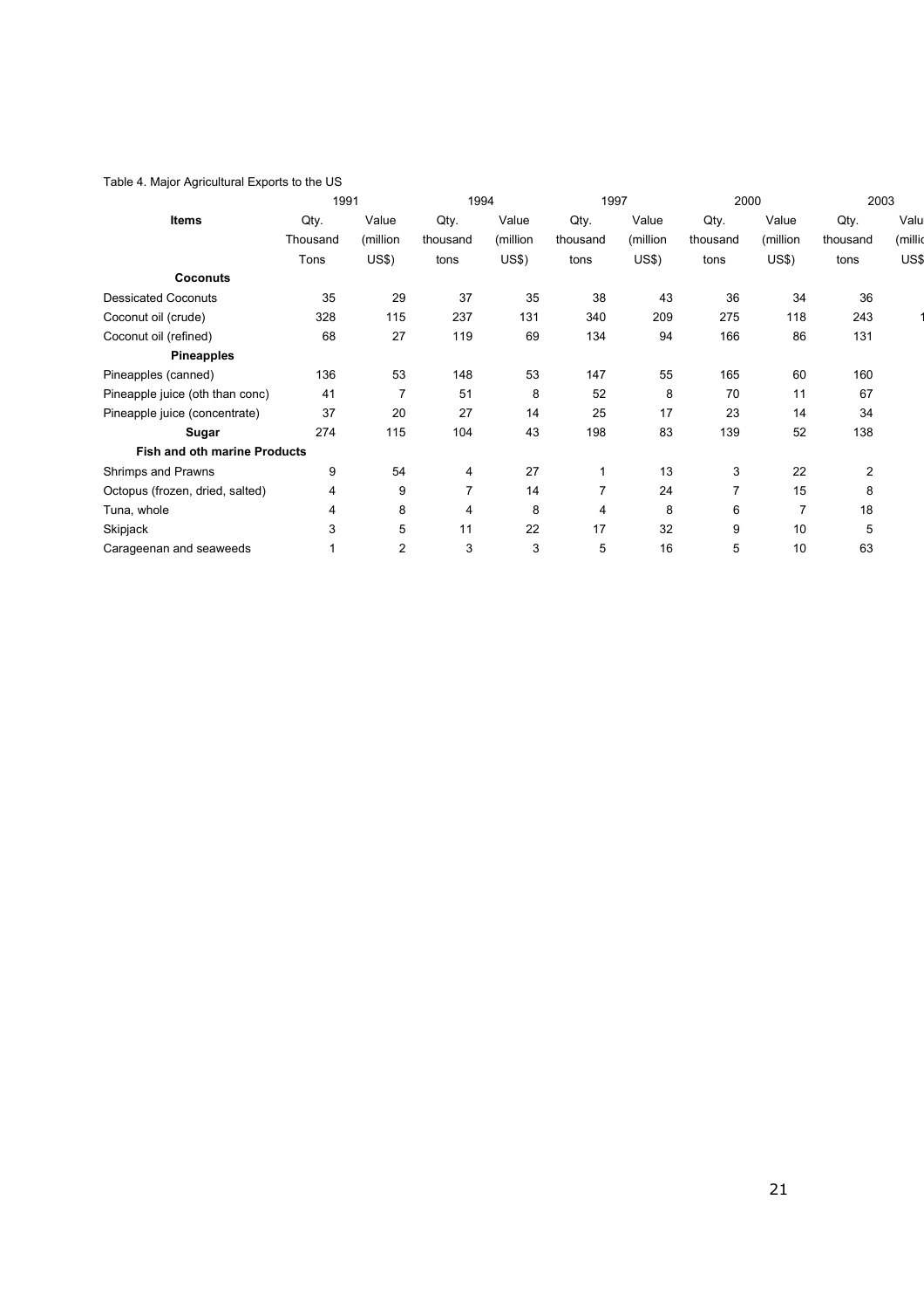Table 4. Major Agricultural Exports to the US

| Items | 1991 | | 1994 | | 1997 | | 2000 | | 2003 | |
|---|---|---|---|---|---|---|---|---|---|---|
| | Qty. Thousand Tons | Value (million US$) | Qty. thousand tons | Value (million US$) | Qty. thousand tons | Value (million US$) | Qty. thousand tons | Value (million US$) | Qty. thousand tons | Value (million US$ |
| **Coconuts** | | | | | | | | | | |
| Dessicated Coconuts | 35 | 29 | 37 | 35 | 38 | 43 | 36 | 34 | 36 | |
| Coconut oil (crude) | 328 | 115 | 237 | 131 | 340 | 209 | 275 | 118 | 243 | 1 |
| Coconut oil (refined) | 68 | 27 | 119 | 69 | 134 | 94 | 166 | 86 | 131 | |
| **Pineapples** | | | | | | | | | | |
| Pineapples (canned) | 136 | 53 | 148 | 53 | 147 | 55 | 165 | 60 | 160 | |
| Pineapple juice (oth than conc) | 41 | 7 | 51 | 8 | 52 | 8 | 70 | 11 | 67 | |
| Pineapple juice (concentrate) | 37 | 20 | 27 | 14 | 25 | 17 | 23 | 14 | 34 | |
| **Sugar** | 274 | 115 | 104 | 43 | 198 | 83 | 139 | 52 | 138 | |
| **Fish and oth marine Products** | | | | | | | | | | |
| Shrimps and Prawns | 9 | 54 | 4 | 27 | 1 | 13 | 3 | 22 | 2 | |
| Octopus (frozen, dried, salted) | 4 | 9 | 7 | 14 | 7 | 24 | 7 | 15 | 8 | |
| Tuna, whole | 4 | 8 | 4 | 8 | 4 | 8 | 6 | 7 | 18 | |
| Skipjack | 3 | 5 | 11 | 22 | 17 | 32 | 9 | 10 | 5 | |
| Carageenan and seaweeds | 1 | 2 | 3 | 3 | 5 | 16 | 5 | 10 | 63 | |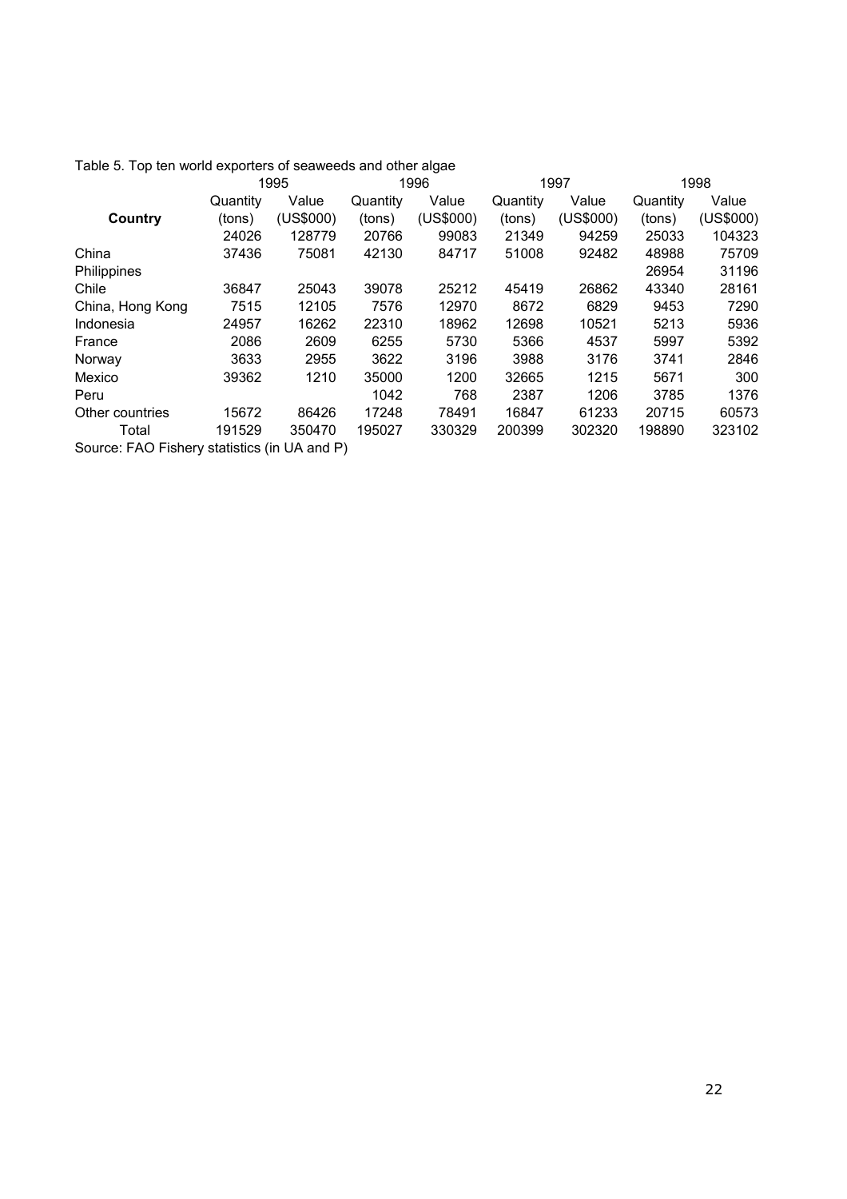Table 5. Top ten world exporters of seaweeds and other algae

| Country | 1995 | | 1996 | | 1997 | | 1998 | |
|---|---|---|---|---|---|---|---|---|
| | Quantity (tons) | Value (US$000) | Quantity (tons) | Value (US$000) | Quantity (tons) | Value (US$000) | Quantity (tons) | Value (US$000) |
| | 24026 | 128779 | 20766 | 99083 | 21349 | 94259 | 25033 | 104323 |
| China | 37436 | 75081 | 42130 | 84717 | 51008 | 92482 | 48988 | 75709 |
| Philippines | | | | | | | 26954 | 31196 |
| Chile | 36847 | 25043 | 39078 | 25212 | 45419 | 26862 | 43340 | 28161 |
| China, Hong Kong | 7515 | 12105 | 7576 | 12970 | 8672 | 6829 | 9453 | 7290 |
| Indonesia | 24957 | 16262 | 22310 | 18962 | 12698 | 10521 | 5213 | 5936 |
| France | 2086 | 2609 | 6255 | 5730 | 5366 | 4537 | 5997 | 5392 |
| Norway | 3633 | 2955 | 3622 | 3196 | 3988 | 3176 | 3741 | 2846 |
| Mexico | 39362 | 1210 | 35000 | 1200 | 32665 | 1215 | 5671 | 300 |
| Peru | | | 1042 | 768 | 2387 | 1206 | 3785 | 1376 |
| Other countries | 15672 | 86426 | 17248 | 78491 | 16847 | 61233 | 20715 | 60573 |
| Total | 191529 | 350470 | 195027 | 330329 | 200399 | 302320 | 198890 | 323102 |

Source: FAO Fishery statistics (in UA and P)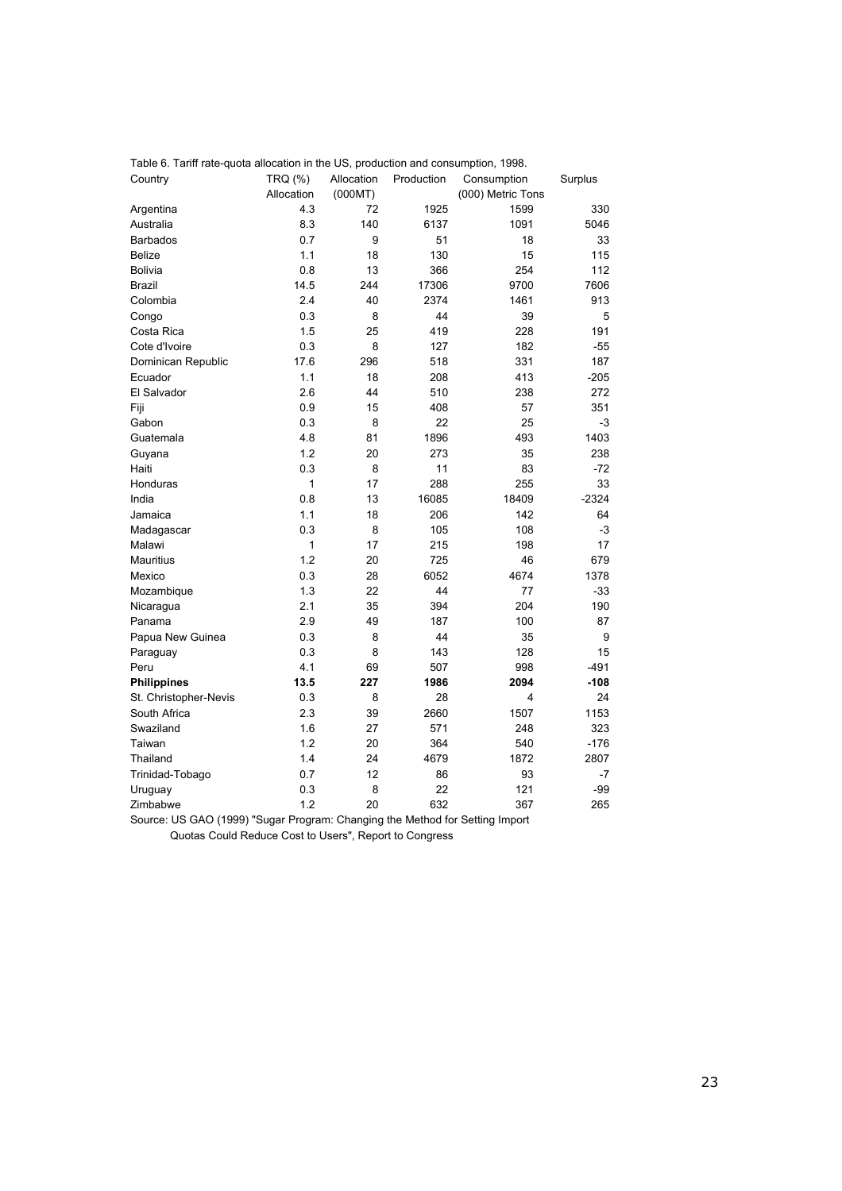Table 6. Tariff rate-quota allocation in the US, production and consumption, 1998.

| Country | TRQ (%) Allocation | Allocation (000MT) | Production | Consumption (000) Metric Tons | Surplus |
|---|---|---|---|---|---|
| Argentina | 4.3 | 72 | 1925 | 1599 | 330 |
| Australia | 8.3 | 140 | 6137 | 1091 | 5046 |
| Barbados | 0.7 | 9 | 51 | 18 | 33 |
| Belize | 1.1 | 18 | 130 | 15 | 115 |
| Bolivia | 0.8 | 13 | 366 | 254 | 112 |
| Brazil | 14.5 | 244 | 17306 | 9700 | 7606 |
| Colombia | 2.4 | 40 | 2374 | 1461 | 913 |
| Congo | 0.3 | 8 | 44 | 39 | 5 |
| Costa Rica | 1.5 | 25 | 419 | 228 | 191 |
| Cote d'Ivoire | 0.3 | 8 | 127 | 182 | -55 |
| Dominican Republic | 17.6 | 296 | 518 | 331 | 187 |
| Ecuador | 1.1 | 18 | 208 | 413 | -205 |
| El Salvador | 2.6 | 44 | 510 | 238 | 272 |
| Fiji | 0.9 | 15 | 408 | 57 | 351 |
| Gabon | 0.3 | 8 | 22 | 25 | -3 |
| Guatemala | 4.8 | 81 | 1896 | 493 | 1403 |
| Guyana | 1.2 | 20 | 273 | 35 | 238 |
| Haiti | 0.3 | 8 | 11 | 83 | -72 |
| Honduras | 1 | 17 | 288 | 255 | 33 |
| India | 0.8 | 13 | 16085 | 18409 | -2324 |
| Jamaica | 1.1 | 18 | 206 | 142 | 64 |
| Madagascar | 0.3 | 8 | 105 | 108 | -3 |
| Malawi | 1 | 17 | 215 | 198 | 17 |
| Mauritius | 1.2 | 20 | 725 | 46 | 679 |
| Mexico | 0.3 | 28 | 6052 | 4674 | 1378 |
| Mozambique | 1.3 | 22 | 44 | 77 | -33 |
| Nicaragua | 2.1 | 35 | 394 | 204 | 190 |
| Panama | 2.9 | 49 | 187 | 100 | 87 |
| Papua New Guinea | 0.3 | 8 | 44 | 35 | 9 |
| Paraguay | 0.3 | 8 | 143 | 128 | 15 |
| Peru | 4.1 | 69 | 507 | 998 | -491 |
| **Philippines** | **13.5** | **227** | **1986** | **2094** | **-108** |
| St. Christopher-Nevis | 0.3 | 8 | 28 | 4 | 24 |
| South Africa | 2.3 | 39 | 2660 | 1507 | 1153 |
| Swaziland | 1.6 | 27 | 571 | 248 | 323 |
| Taiwan | 1.2 | 20 | 364 | 540 | -176 |
| Thailand | 1.4 | 24 | 4679 | 1872 | 2807 |
| Trinidad-Tobago | 0.7 | 12 | 86 | 93 | -7 |
| Uruguay | 0.3 | 8 | 22 | 121 | -99 |
| Zimbabwe | 1.2 | 20 | 632 | 367 | 265 |

Source: US GAO (1999) "Sugar Program: Changing the Method for Setting Import Quotas Could Reduce Cost to Users", Report to Congress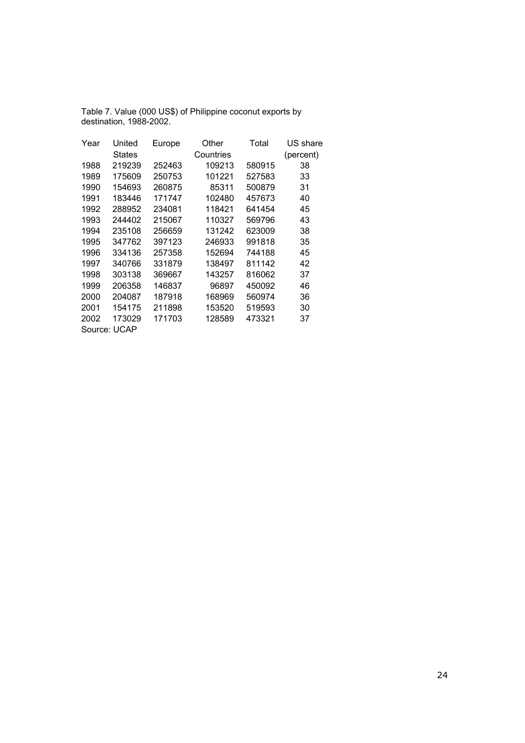Table 7. Value (000 US$) of Philippine coconut exports by destination, 1988-2002.

| Year | United States | Europe | Other Countries | Total | US share (percent) |
|---|---|---|---|---|---|
| 1988 | 219239 | 252463 | 109213 | 580915 | 38 |
| 1989 | 175609 | 250753 | 101221 | 527583 | 33 |
| 1990 | 154693 | 260875 | 85311 | 500879 | 31 |
| 1991 | 183446 | 171747 | 102480 | 457673 | 40 |
| 1992 | 288952 | 234081 | 118421 | 641454 | 45 |
| 1993 | 244402 | 215067 | 110327 | 569796 | 43 |
| 1994 | 235108 | 256659 | 131242 | 623009 | 38 |
| 1995 | 347762 | 397123 | 246933 | 991818 | 35 |
| 1996 | 334136 | 257358 | 152694 | 744188 | 45 |
| 1997 | 340766 | 331879 | 138497 | 811142 | 42 |
| 1998 | 303138 | 369667 | 143257 | 816062 | 37 |
| 1999 | 206358 | 146837 | 96897 | 450092 | 46 |
| 2000 | 204087 | 187918 | 168969 | 560974 | 36 |
| 2001 | 154175 | 211898 | 153520 | 519593 | 30 |
| 2002 | 173029 | 171703 | 128589 | 473321 | 37 |

Source: UCAP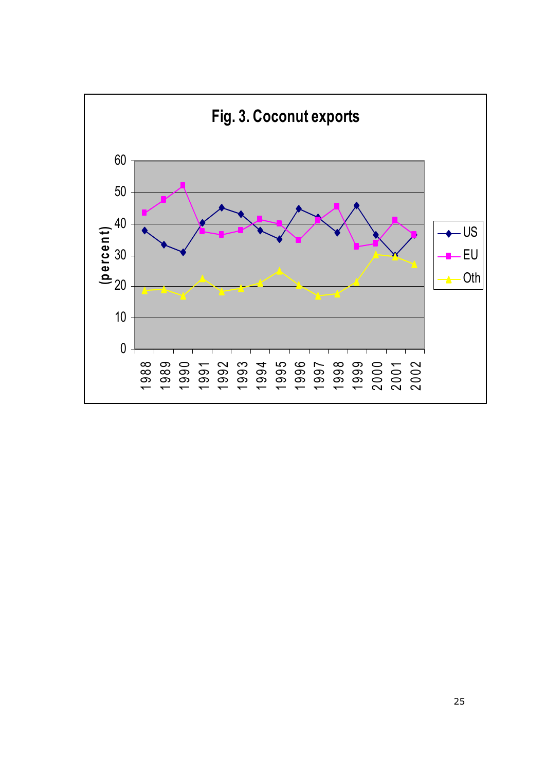Fig. 3. Coconut exports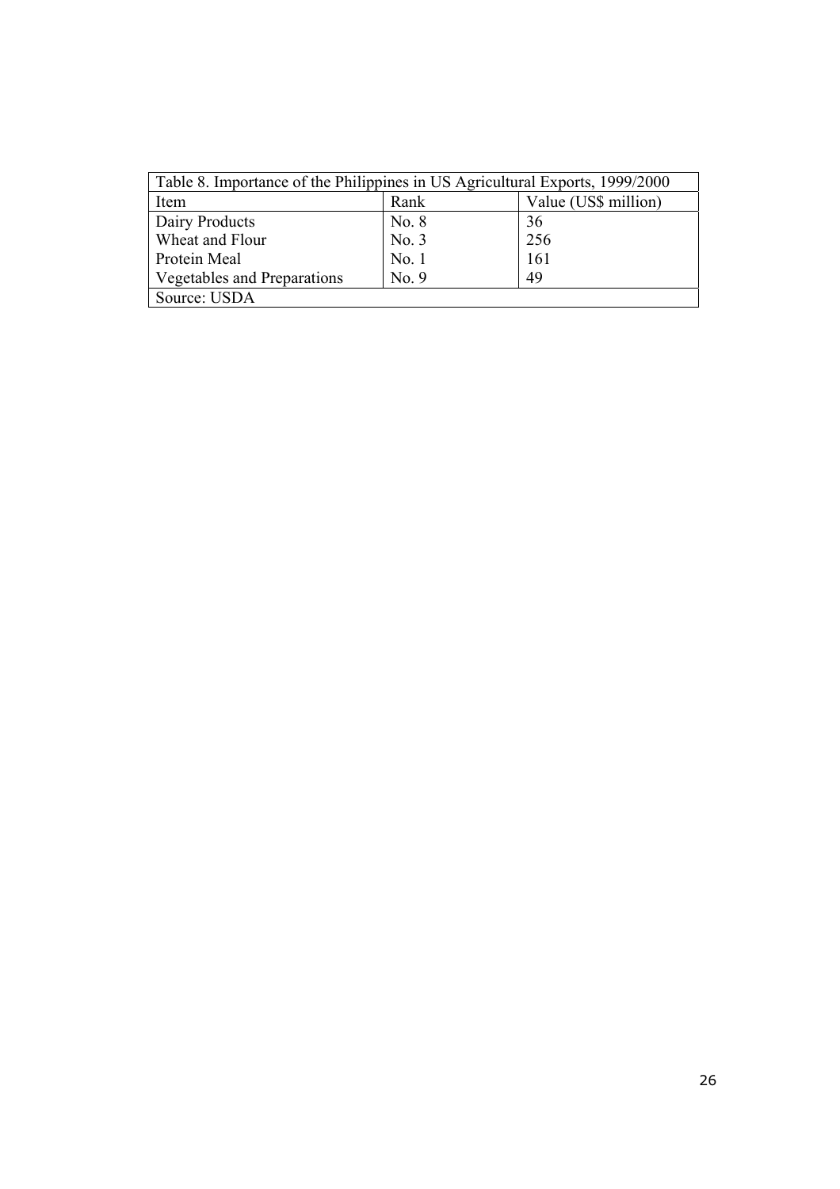Table 8. Importance of the Philippines in US Agricultural Exports, 1999/2000

| Item | Rank | Value (US$ million) |
|---|---|---|
| Dairy Products | No. 8 | 36 |
| Wheat and Flour | No. 3 | 256 |
| Protein Meal | No. 1 | 161 |
| Vegetables and Preparations | No. 9 | 49 |

Source: USDA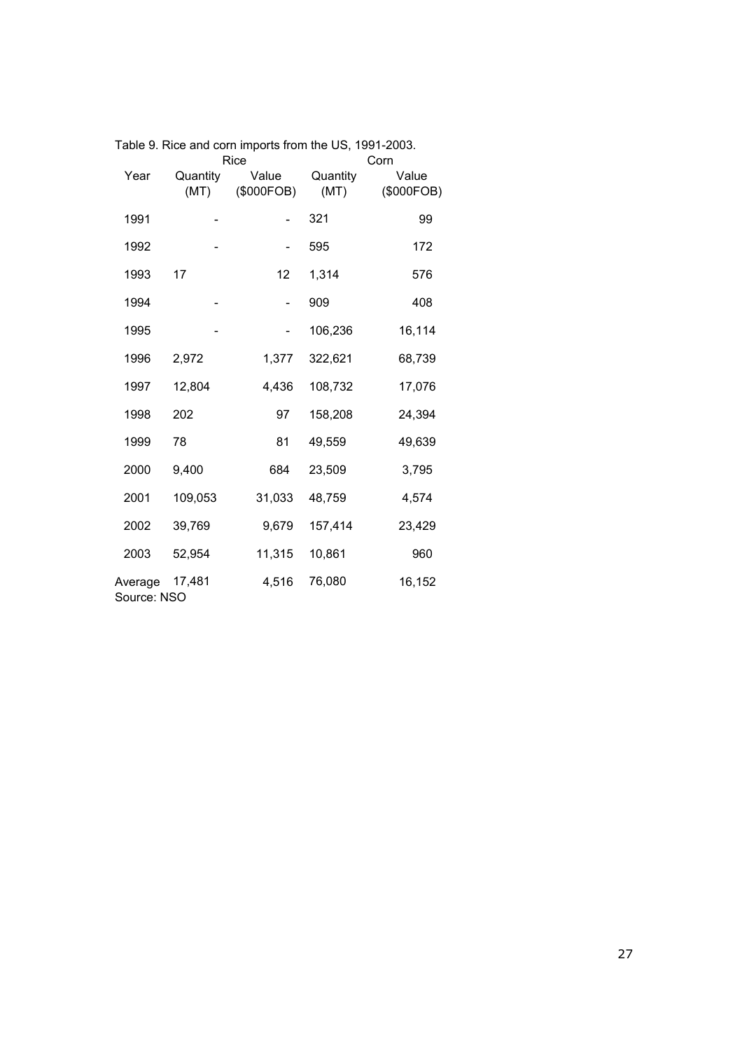Table 9. Rice and corn imports from the US, 1991-2003.

| Year | Rice | | Corn | |
|---|---|---|---|---|
| | Quantity (MT) | Value ($000FOB) | Quantity (MT) | Value ($000FOB) |
| 1991 | - | - | 321 | 99 |
| 1992 | - | - | 595 | 172 |
| 1993 | 17 | 12 | 1,314 | 576 |
| 1994 | - | - | 909 | 408 |
| 1995 | - | - | 106,236 | 16,114 |
| 1996 | 2,972 | 1,377 | 322,621 | 68,739 |
| 1997 | 12,804 | 4,436 | 108,732 | 17,076 |
| 1998 | 202 | 97 | 158,208 | 24,394 |
| 1999 | 78 | 81 | 49,559 | 49,639 |
| 2000 | 9,400 | 684 | 23,509 | 3,795 |
| 2001 | 109,053 | 31,033 | 48,759 | 4,574 |
| 2002 | 39,769 | 9,679 | 157,414 | 23,429 |
| 2003 | 52,954 | 11,315 | 10,861 | 960 |
| Average | 17,481 | 4,516 | 76,080 | 16,152 |

Source: NSO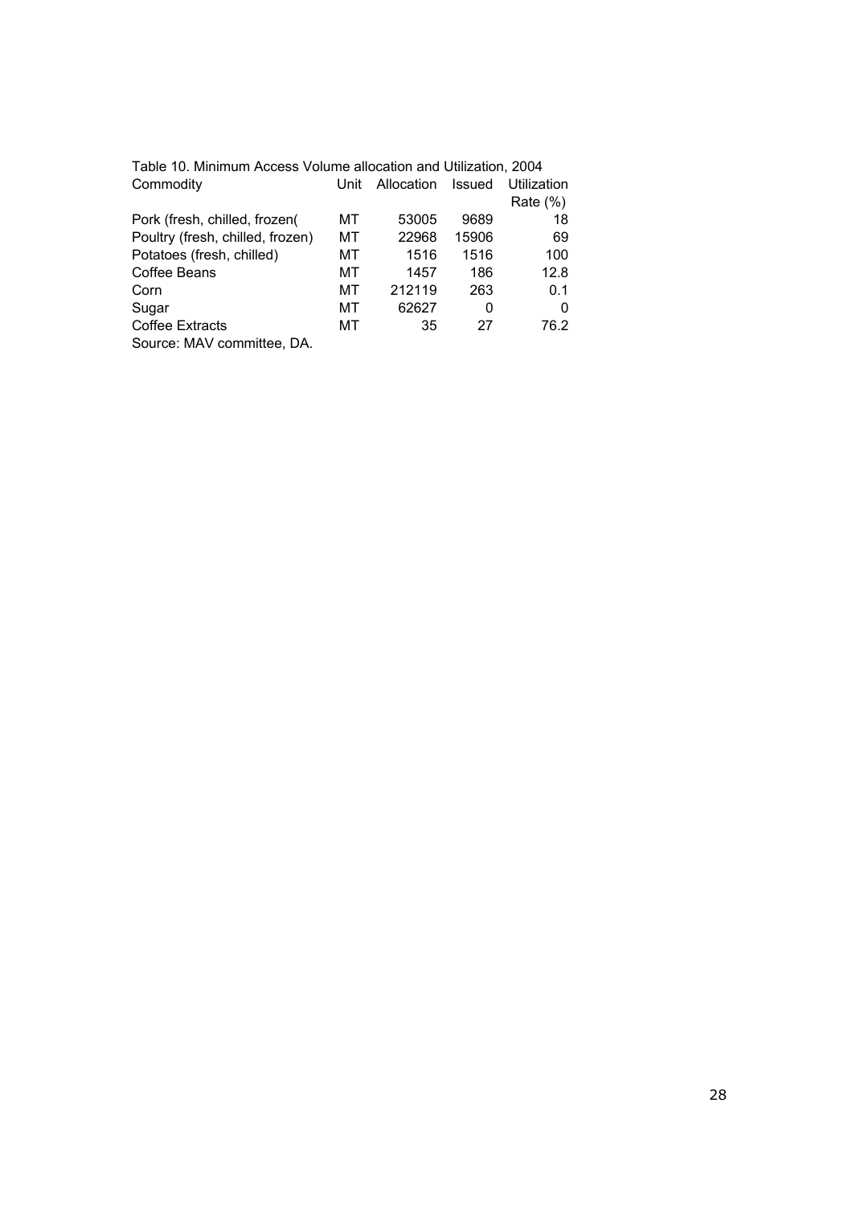Table 10. Minimum Access Volume allocation and Utilization, 2004

| Commodity | Unit | Allocation | Issued | Utilization Rate (%) |
|---|---|---|---|---|
| Pork (fresh, chilled, frozen( | MT | 53005 | 9689 | 18 |
| Poultry (fresh, chilled, frozen) | MT | 22968 | 15906 | 69 |
| Potatoes (fresh, chilled) | MT | 1516 | 1516 | 100 |
| Coffee Beans | MT | 1457 | 186 | 12.8 |
| Corn | MT | 212119 | 263 | 0.1 |
| Sugar | MT | 62627 | 0 | 0 |
| Coffee Extracts | MT | 35 | 27 | 76.2 |

Source: MAV committee, DA.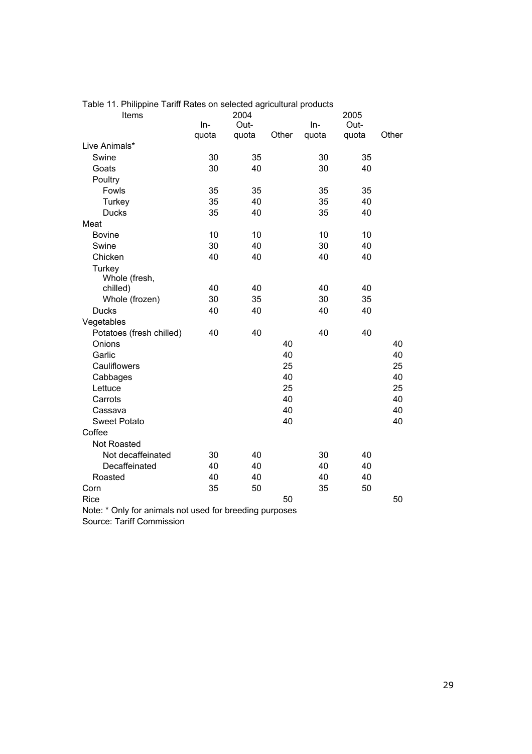Table 11. Philippine Tariff Rates on selected agricultural products

| Items | 2004 | | | 2005 | | |
|---|---|---|---|---|---|---|
| | In-quota | Out-quota | Other | In-quota | Out-quota | Other |
| Live Animals* | | | | | | |
| Swine | 30 | 35 | | 30 | 35 | |
| Goats | 30 | 40 | | 30 | 40 | |
| Poultry | | | | | | |
| Fowls | 35 | 35 | | 35 | 35 | |
| Turkey | 35 | 40 | | 35 | 40 | |
| Ducks | 35 | 40 | | 35 | 40 | |
| Meat | | | | | | |
| Bovine | 10 | 10 | | 10 | 10 | |
| Swine | 30 | 40 | | 30 | 40 | |
| Chicken | 40 | 40 | | 40 | 40 | |
| Turkey | | | | | | |
| Whole (fresh, chilled) | 40 | 40 | | 40 | 40 | |
| Whole (frozen) | 30 | 35 | | 30 | 35 | |
| Ducks | 40 | 40 | | 40 | 40 | |
| Vegetables | | | | | | |
| Potatoes (fresh chilled) | 40 | 40 | | 40 | 40 | |
| Onions | | | 40 | | | 40 |
| Garlic | | | 40 | | | 40 |
| Cauliflowers | | | 25 | | | 25 |
| Cabbages | | | 40 | | | 40 |
| Lettuce | | | 25 | | | 25 |
| Carrots | | | 40 | | | 40 |
| Cassava | | | 40 | | | 40 |
| Sweet Potato | | | 40 | | | 40 |
| Coffee | | | | | | |
| Not Roasted | | | | | | |
| Not decaffeinated | 30 | 40 | | 30 | 40 | |
| Decaffeinated | 40 | 40 | | 40 | 40 | |
| Roasted | 40 | 40 | | 40 | 40 | |
| Corn | 35 | 50 | | 35 | 50 | |
| Rice | | | 50 | | | 50 |

Note: * Only for animals not used for breeding purposes

Source: Tariff Commission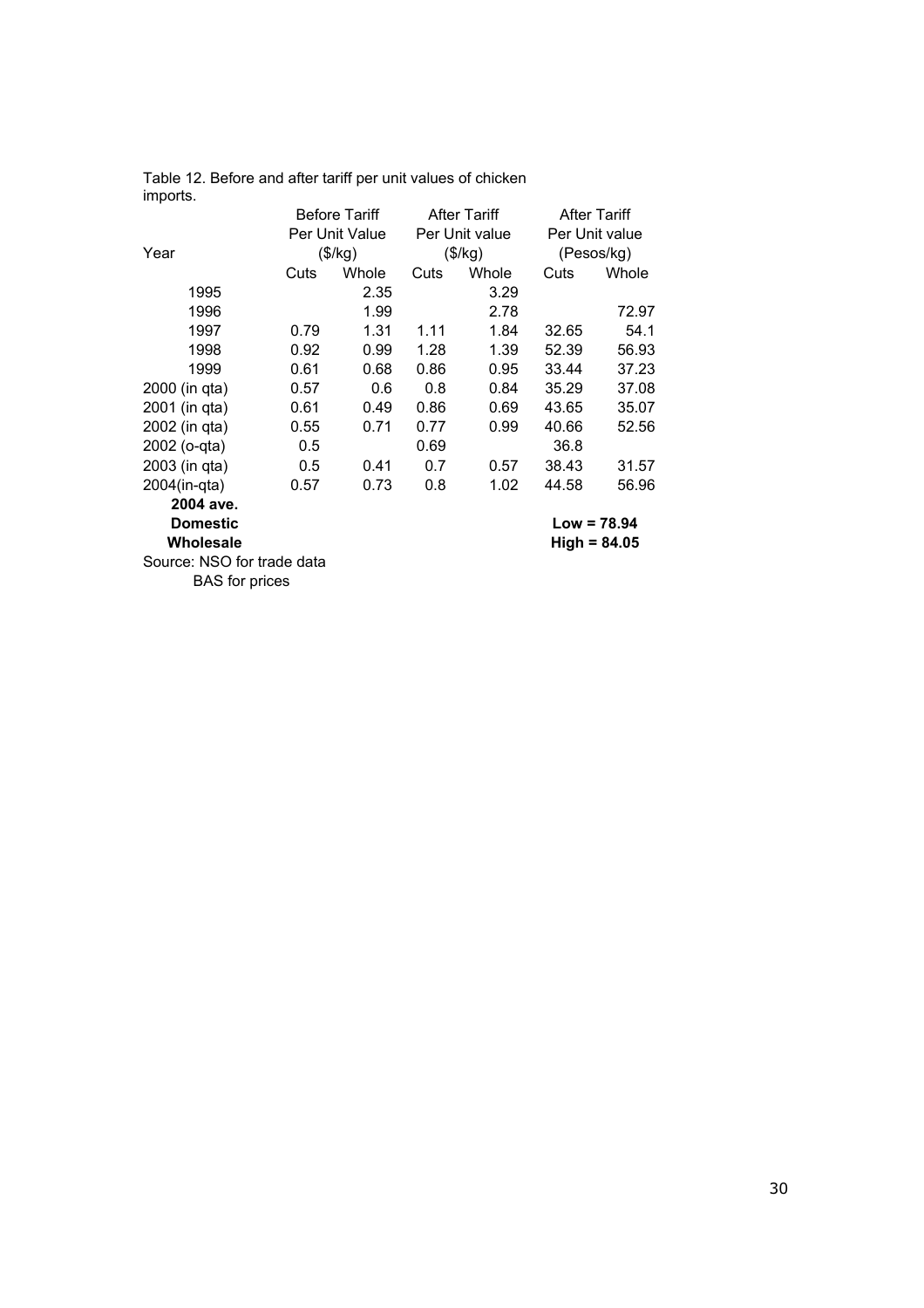Table 12. Before and after tariff per unit values of chicken imports.

| Year | Before Tariff Per Unit Value ($/kg) | | After Tariff Per Unit value ($/kg) | | After Tariff Per Unit value (Pesos/kg) | |
|---|---|---|---|---|---|---|
| | Cuts | Whole | Cuts | Whole | Cuts | Whole |
| 1995 | | 2.35 | | 3.29 | | |
| 1996 | | 1.99 | | 2.78 | | 72.97 |
| 1997 | 0.79 | 1.31 | 1.11 | 1.84 | 32.65 | 54.1 |
| 1998 | 0.92 | 0.99 | 1.28 | 1.39 | 52.39 | 56.93 |
| 1999 | 0.61 | 0.68 | 0.86 | 0.95 | 33.44 | 37.23 |
| 2000 (in qta) | 0.57 | 0.6 | 0.8 | 0.84 | 35.29 | 37.08 |
| 2001 (in qta) | 0.61 | 0.49 | 0.86 | 0.69 | 43.65 | 35.07 |
| 2002 (in qta) | 0.55 | 0.71 | 0.77 | 0.99 | 40.66 | 52.56 |
| 2002 (o-qta) | 0.5 | | 0.69 | | 36.8 | |
| 2003 (in qta) | 0.5 | 0.41 | 0.7 | 0.57 | 38.43 | 31.57 |
| 2004(in-qta) | 0.57 | 0.73 | 0.8 | 1.02 | 44.58 | 56.96 |
| **2004 ave. Domestic Wholesale** | | | | | **Low = 78.94** **High = 84.05** | |

Source: NSO for trade data
BAS for prices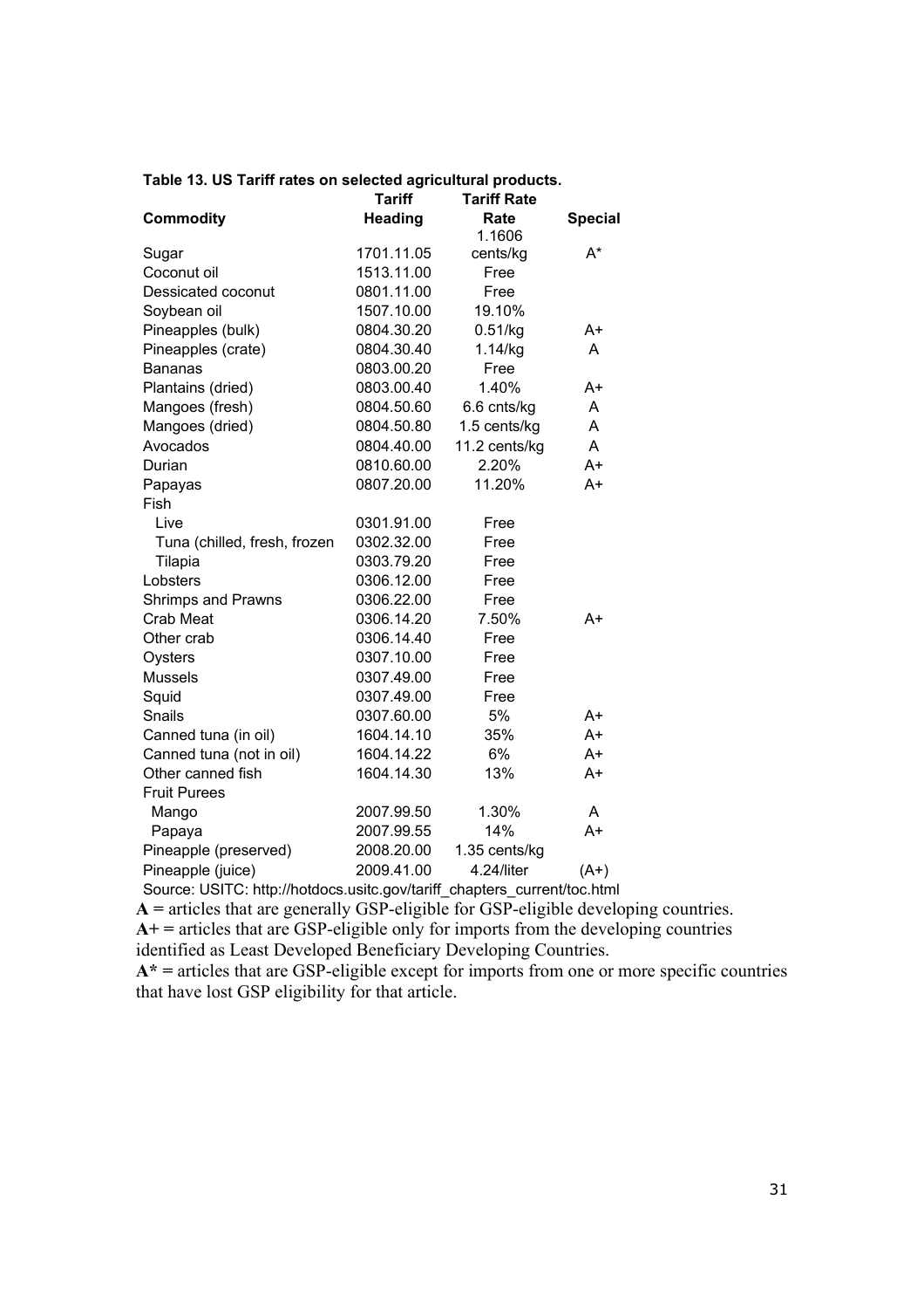**Table 13. US Tariff rates on selected agricultural products.**

| Commodity | Tariff Heading | Tariff Rate Rate | Special |
|---|---|---|---|
| Sugar | 1701.11.05 | 1.1606 cents/kg | A* |
| Coconut oil | 1513.11.00 | Free | |
| Dessicated coconut | 0801.11.00 | Free | |
| Soybean oil | 1507.10.00 | 19.10% | |
| Pineapples (bulk) | 0804.30.20 | 0.51/kg | A+ |
| Pineapples (crate) | 0804.30.40 | 1.14/kg | A |
| Bananas | 0803.00.20 | Free | |
| Plantains (dried) | 0803.00.40 | 1.40% | A+ |
| Mangoes (fresh) | 0804.50.60 | 6.6 cnts/kg | A |
| Mangoes (dried) | 0804.50.80 | 1.5 cents/kg | A |
| Avocados | 0804.40.00 | 11.2 cents/kg | A |
| Durian | 0810.60.00 | 2.20% | A+ |
| Papayas | 0807.20.00 | 11.20% | A+ |
| Fish | | | |
| Live | 0301.91.00 | Free | |
| Tuna (chilled, fresh, frozen | 0302.32.00 | Free | |
| Tilapia | 0303.79.20 | Free | |
| Lobsters | 0306.12.00 | Free | |
| Shrimps and Prawns | 0306.22.00 | Free | |
| Crab Meat | 0306.14.20 | 7.50% | A+ |
| Other crab | 0306.14.40 | Free | |
| Oysters | 0307.10.00 | Free | |
| Mussels | 0307.49.00 | Free | |
| Squid | 0307.49.00 | Free | |
| Snails | 0307.60.00 | 5% | A+ |
| Canned tuna (in oil) | 1604.14.10 | 35% | A+ |
| Canned tuna (not in oil) | 1604.14.22 | 6% | A+ |
| Other canned fish | 1604.14.30 | 13% | A+ |
| Fruit Purees | | | |
| Mango | 2007.99.50 | 1.30% | A |
| Papaya | 2007.99.55 | 14% | A+ |
| Pineapple (preserved) | 2008.20.00 | 1.35 cents/kg | |
| Pineapple (juice) | 2009.41.00 | 4.24/liter | (A+) |

Source: USITC: http://hotdocs.usitc.gov/tariff_chapters_current/toc.html

**A** = articles that are generally GSP-eligible for GSP-eligible developing countries.
**A+** = articles that are GSP-eligible only for imports from the developing countries identified as Least Developed Beneficiary Developing Countries.
**A*** = articles that are GSP-eligible except for imports from one or more specific countries that have lost GSP eligibility for that article.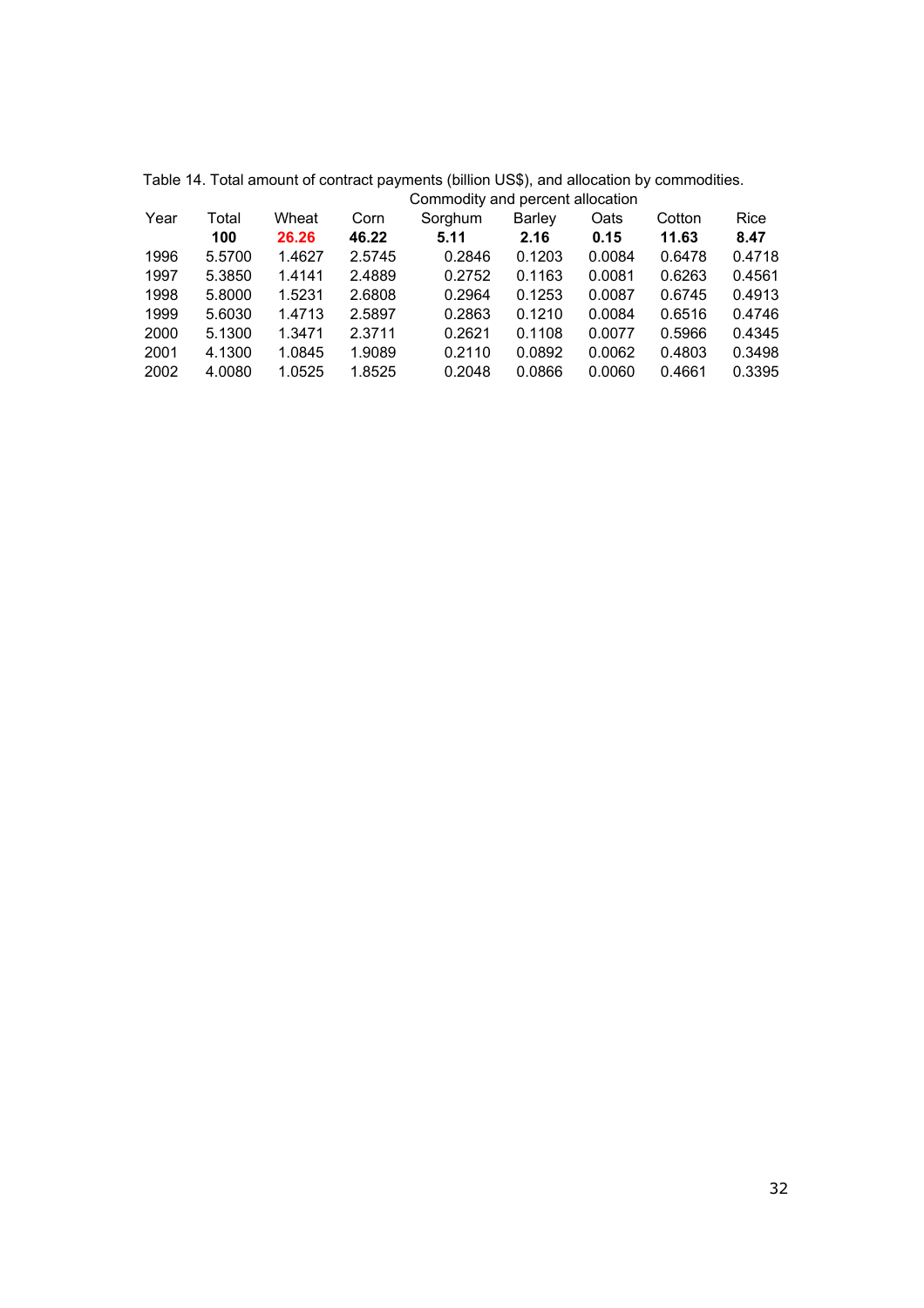Table 14. Total amount of contract payments (billion US$), and allocation by commodities.

| Year | Total | Wheat | Corn | Sorghum | Barley | Oats | Cotton | Rice |
|---|---|---|---|---|---|---|---|---|
| | | Commodity and percent allocation | | | | | | |
| | **100** | **26.26** | **46.22** | **5.11** | **2.16** | **0.15** | **11.63** | **8.47** |
| 1996 | 5.5700 | 1.4627 | 2.5745 | 0.2846 | 0.1203 | 0.0084 | 0.6478 | 0.4718 |
| 1997 | 5.3850 | 1.4141 | 2.4889 | 0.2752 | 0.1163 | 0.0081 | 0.6263 | 0.4561 |
| 1998 | 5.8000 | 1.5231 | 2.6808 | 0.2964 | 0.1253 | 0.0087 | 0.6745 | 0.4913 |
| 1999 | 5.6030 | 1.4713 | 2.5897 | 0.2863 | 0.1210 | 0.0084 | 0.6516 | 0.4746 |
| 2000 | 5.1300 | 1.3471 | 2.3711 | 0.2621 | 0.1108 | 0.0077 | 0.5966 | 0.4345 |
| 2001 | 4.1300 | 1.0845 | 1.9089 | 0.2110 | 0.0892 | 0.0062 | 0.4803 | 0.3498 |
| 2002 | 4.0080 | 1.0525 | 1.8525 | 0.2048 | 0.0866 | 0.0060 | 0.4661 | 0.3395 |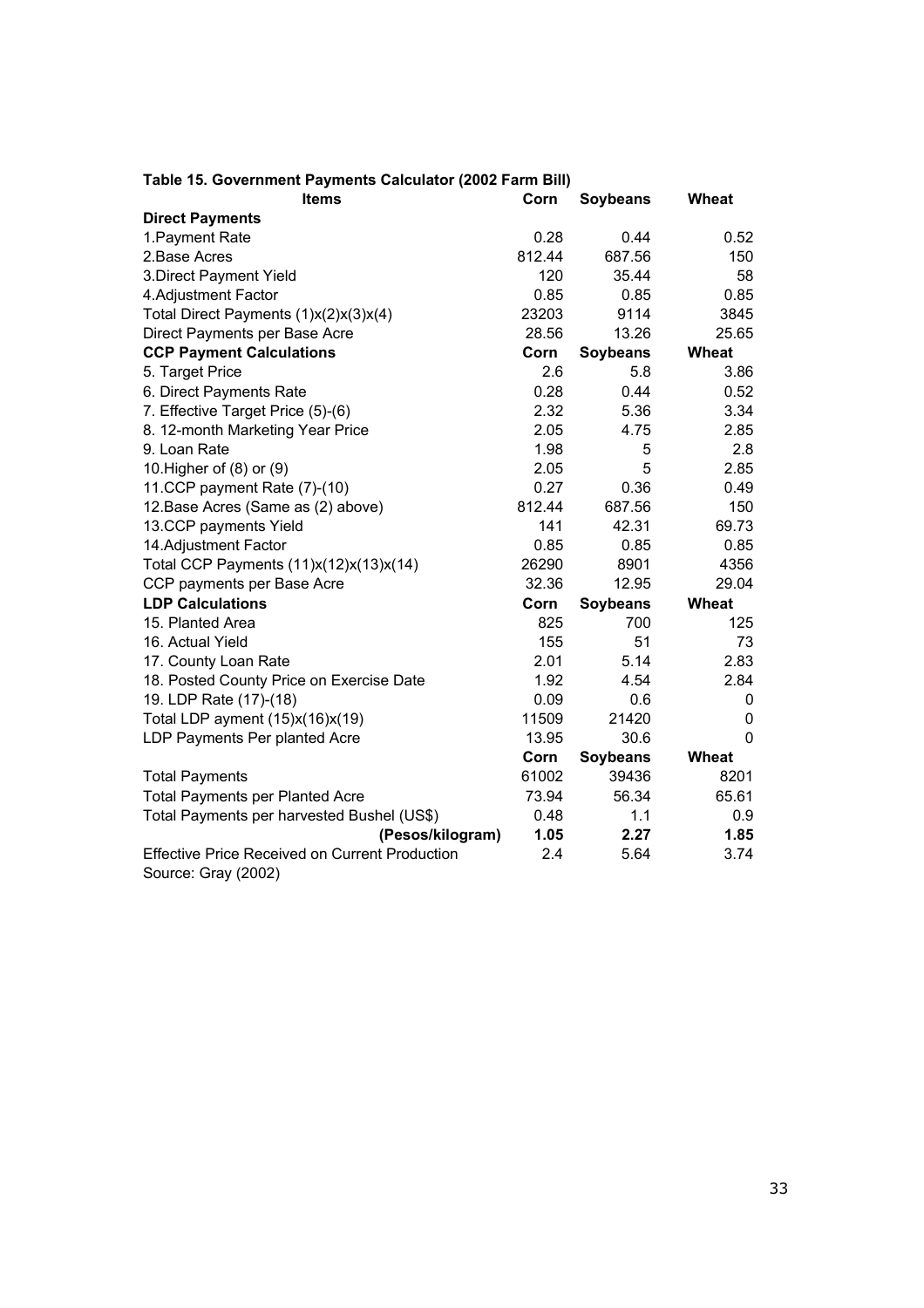**Table 15. Government Payments Calculator (2002 Farm Bill)**

| Items | Corn | Soybeans | Wheat |
|---|---|---|---|
| **Direct Payments** | | | |
| 1.Payment Rate | 0.28 | 0.44 | 0.52 |
| 2.Base Acres | 812.44 | 687.56 | 150 |
| 3.Direct Payment Yield | 120 | 35.44 | 58 |
| 4.Adjustment Factor | 0.85 | 0.85 | 0.85 |
| Total Direct Payments (1)x(2)x(3)x(4) | 23203 | 9114 | 3845 |
| Direct Payments per Base Acre | 28.56 | 13.26 | 25.65 |
| **CCP Payment Calculations** | **Corn** | **Soybeans** | **Wheat** |
| 5. Target Price | 2.6 | 5.8 | 3.86 |
| 6. Direct Payments Rate | 0.28 | 0.44 | 0.52 |
| 7. Effective Target Price (5)-(6) | 2.32 | 5.36 | 3.34 |
| 8. 12-month Marketing Year Price | 2.05 | 4.75 | 2.85 |
| 9. Loan Rate | 1.98 | 5 | 2.8 |
| 10.Higher of (8) or (9) | 2.05 | 5 | 2.85 |
| 11.CCP payment Rate (7)-(10) | 0.27 | 0.36 | 0.49 |
| 12.Base Acres (Same as (2) above) | 812.44 | 687.56 | 150 |
| 13.CCP payments Yield | 141 | 42.31 | 69.73 |
| 14.Adjustment Factor | 0.85 | 0.85 | 0.85 |
| Total CCP Payments (11)x(12)x(13)x(14) | 26290 | 8901 | 4356 |
| CCP payments per Base Acre | 32.36 | 12.95 | 29.04 |
| **LDP Calculations** | **Corn** | **Soybeans** | **Wheat** |
| 15. Planted Area | 825 | 700 | 125 |
| 16. Actual Yield | 155 | 51 | 73 |
| 17. County Loan Rate | 2.01 | 5.14 | 2.83 |
| 18. Posted County Price on Exercise Date | 1.92 | 4.54 | 2.84 |
| 19. LDP Rate (17)-(18) | 0.09 | 0.6 | 0 |
| Total LDP ayment (15)x(16)x(19) | 11509 | 21420 | 0 |
| LDP Payments Per planted Acre | 13.95 | 30.6 | 0 |
| | **Corn** | **Soybeans** | **Wheat** |
| Total Payments | 61002 | 39436 | 8201 |
| Total Payments per Planted Acre | 73.94 | 56.34 | 65.61 |
| Total Payments per harvested Bushel (US$) | 0.48 | 1.1 | 0.9 |
| **(Pesos/kilogram)** | **1.05** | **2.27** | **1.85** |
| Effective Price Received on Current Production | 2.4 | 5.64 | 3.74 |

Source: Gray (2002)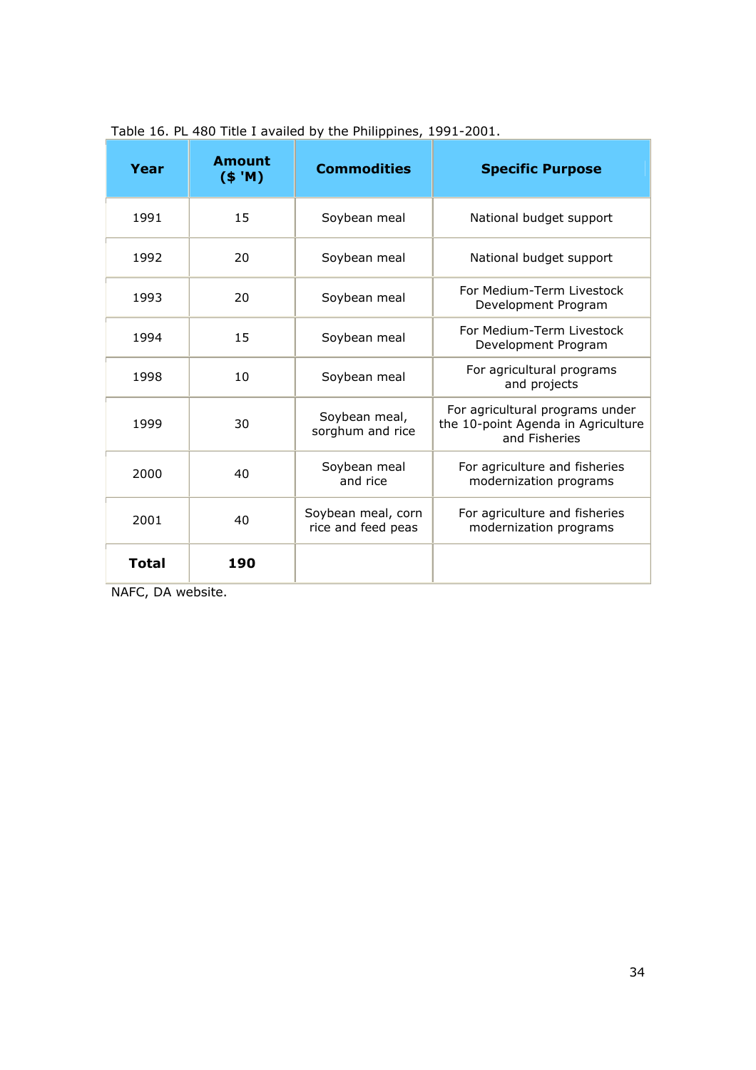Table 16. PL 480 Title I availed by the Philippines, 1991-2001.

| Year | Amount ($ 'M) | Commodities | Specific Purpose |
|---|---|---|---|
| 1991 | 15 | Soybean meal | National budget support |
| 1992 | 20 | Soybean meal | National budget support |
| 1993 | 20 | Soybean meal | For Medium-Term Livestock Development Program |
| 1994 | 15 | Soybean meal | For Medium-Term Livestock Development Program |
| 1998 | 10 | Soybean meal | For agricultural programs and projects |
| 1999 | 30 | Soybean meal, sorghum and rice | For agricultural programs under the 10-point Agenda in Agriculture and Fisheries |
| 2000 | 40 | Soybean meal and rice | For agriculture and fisheries modernization programs |
| 2001 | 40 | Soybean meal, corn rice and feed peas | For agriculture and fisheries modernization programs |
| **Total** | **190** | | |

NAFC, DA website.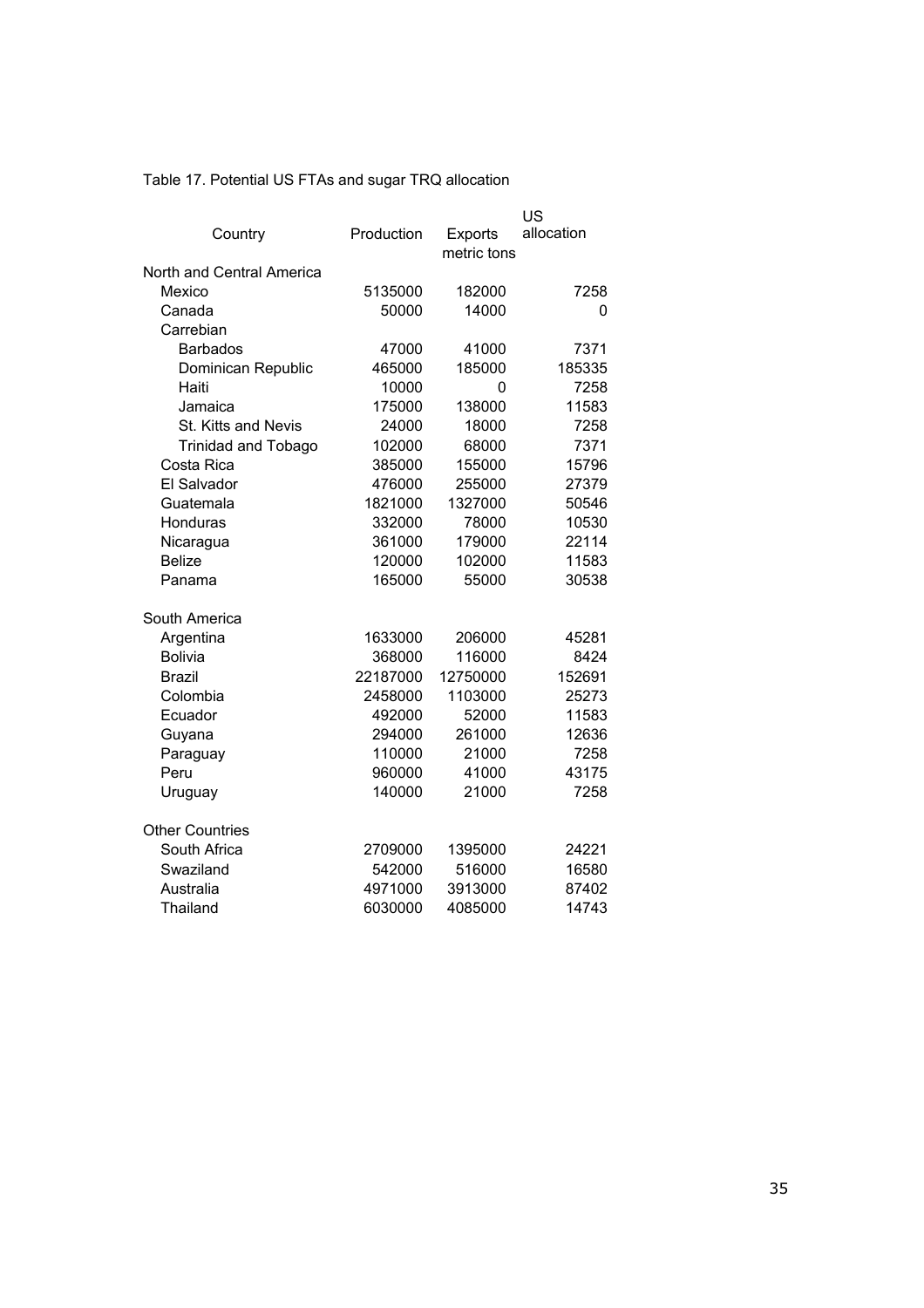Table 17. Potential US FTAs and sugar TRQ allocation

| Country | Production | Exports<br>metric tons | US allocation |
|---|---|---|---|
| North and Central America | | | |
| Mexico | 5135000 | 182000 | 7258 |
| Canada | 50000 | 14000 | 0 |
| Carrebian | | | |
| Barbados | 47000 | 41000 | 7371 |
| Dominican Republic | 465000 | 185000 | 185335 |
| Haiti | 10000 | 0 | 7258 |
| Jamaica | 175000 | 138000 | 11583 |
| St. Kitts and Nevis | 24000 | 18000 | 7258 |
| Trinidad and Tobago | 102000 | 68000 | 7371 |
| Costa Rica | 385000 | 155000 | 15796 |
| El Salvador | 476000 | 255000 | 27379 |
| Guatemala | 1821000 | 1327000 | 50546 |
| Honduras | 332000 | 78000 | 10530 |
| Nicaragua | 361000 | 179000 | 22114 |
| Belize | 120000 | 102000 | 11583 |
| Panama | 165000 | 55000 | 30538 |
| South America | | | |
| Argentina | 1633000 | 206000 | 45281 |
| Bolivia | 368000 | 116000 | 8424 |
| Brazil | 22187000 | 12750000 | 152691 |
| Colombia | 2458000 | 1103000 | 25273 |
| Ecuador | 492000 | 52000 | 11583 |
| Guyana | 294000 | 261000 | 12636 |
| Paraguay | 110000 | 21000 | 7258 |
| Peru | 960000 | 41000 | 43175 |
| Uruguay | 140000 | 21000 | 7258 |
| Other Countries | | | |
| South Africa | 2709000 | 1395000 | 24221 |
| Swaziland | 542000 | 516000 | 16580 |
| Australia | 4971000 | 3913000 | 87402 |
| Thailand | 6030000 | 4085000 | 14743 |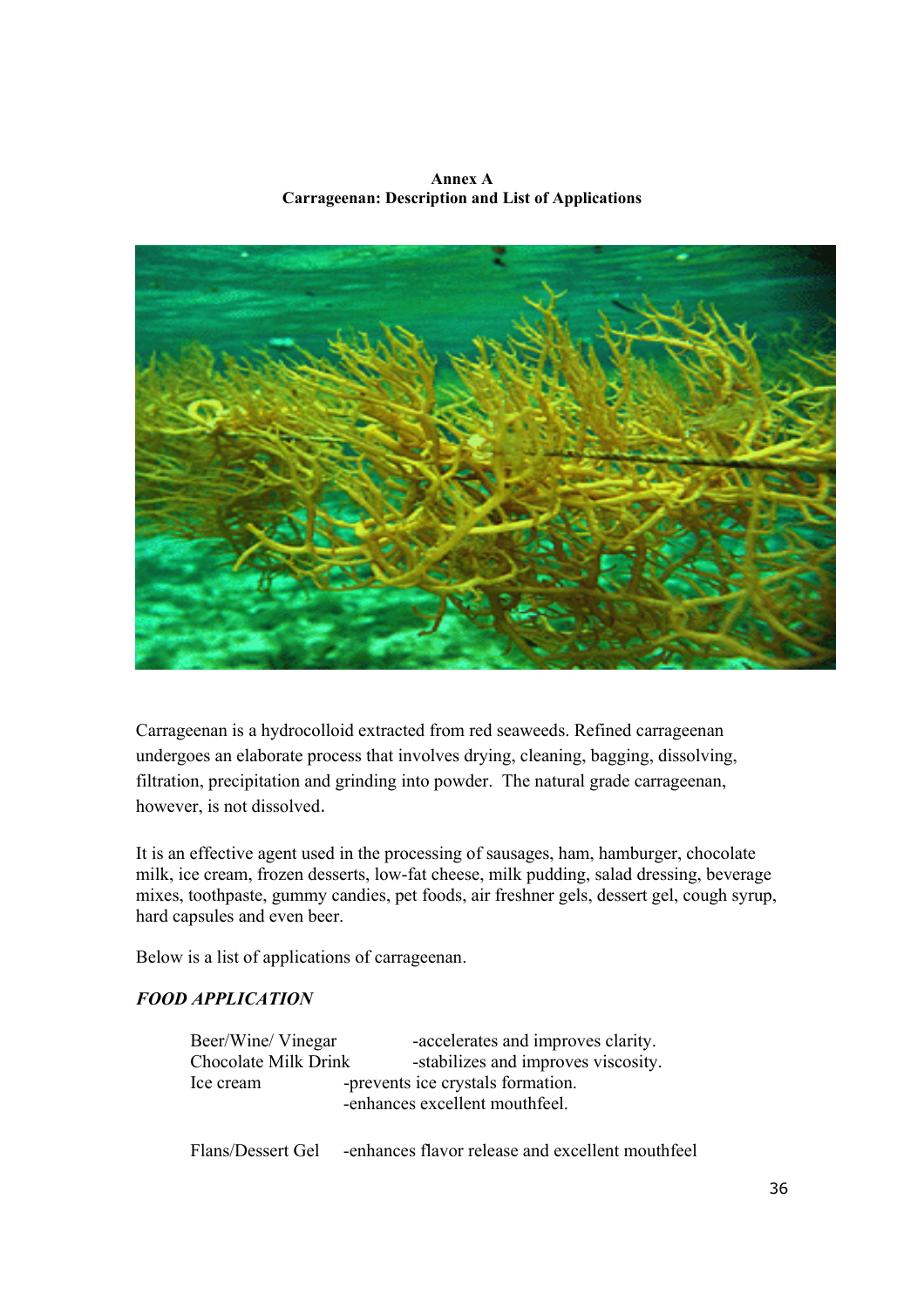**Annex A**
**Carrageenan: Description and List of Applications**

Carrageenan is a hydrocolloid extracted from red seaweeds. Refined carrageenan undergoes an elaborate process that involves drying, cleaning, bagging, dissolving, filtration, precipitation and grinding into powder. The natural grade carrageenan, however, is not dissolved.

It is an effective agent used in the processing of sausages, ham, hamburger, chocolate milk, ice cream, frozen desserts, low-fat cheese, milk pudding, salad dressing, beverage mixes, toothpaste, gummy candies, pet foods, air freshner gels, dessert gel, cough syrup, hard capsules and even beer.

Below is a list of applications of carrageenan.

***FOOD APPLICATION***

| | |
|---|---|
| Beer/Wine/ Vinegar | -accelerates and improves clarity. |
| Chocolate Milk Drink | -stabilizes and improves viscosity. |
| Ice cream | -prevents ice crystals formation.<br>-enhances excellent mouthfeel. |
| Flans/Dessert Gel | -enhances flavor release and excellent mouthfeel |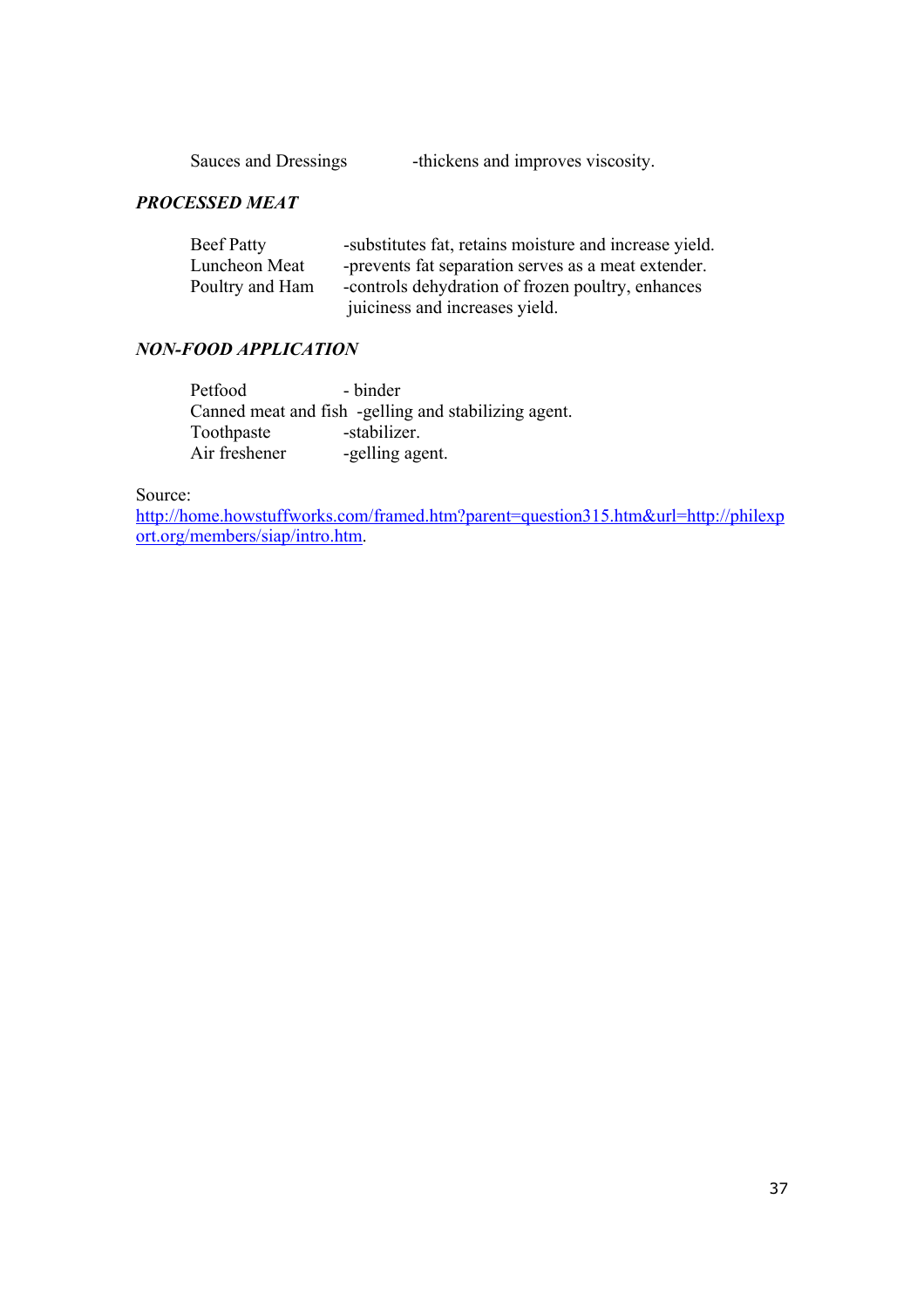Sauces and Dressings -thickens and improves viscosity.

***PROCESSED MEAT***

| | |
|---|---|
| Beef Patty | -substitutes fat, retains moisture and increase yield. |
| Luncheon Meat | -prevents fat separation serves as a meat extender. |
| Poultry and Ham | -controls dehydration of frozen poultry, enhances juiciness and increases yield. |

***NON-FOOD APPLICATION***

| | |
|---|---|
| Petfood | - binder |
| Canned meat and fish | -gelling and stabilizing agent. |
| Toothpaste | -stabilizer. |
| Air freshener | -gelling agent. |

Source:
http://home.howstuffworks.com/framed.htm?parent=question315.htm&url=http://philexport.org/members/siap/intro.htm.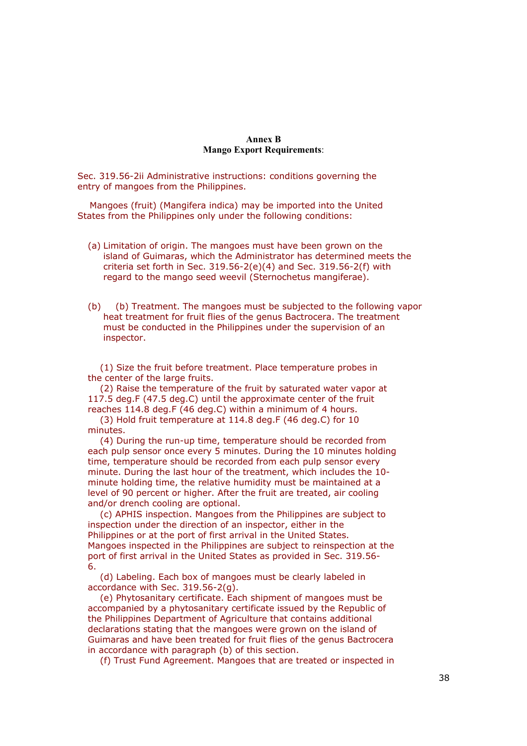**Annex B**
**Mango Export Requirements**:

Sec. 319.56-2ii Administrative instructions: conditions governing the entry of mangoes from the Philippines.

Mangoes (fruit) (Mangifera indica) may be imported into the United States from the Philippines only under the following conditions:

(a) Limitation of origin. The mangoes must have been grown on the island of Guimaras, which the Administrator has determined meets the criteria set forth in Sec. 319.56-2(e)(4) and Sec. 319.56-2(f) with regard to the mango seed weevil (Sternochetus mangiferae).

(b) (b) Treatment. The mangoes must be subjected to the following vapor heat treatment for fruit flies of the genus Bactrocera. The treatment must be conducted in the Philippines under the supervision of an inspector.

(1) Size the fruit before treatment. Place temperature probes in the center of the large fruits.

(2) Raise the temperature of the fruit by saturated water vapor at 117.5 deg.F (47.5 deg.C) until the approximate center of the fruit reaches 114.8 deg.F (46 deg.C) within a minimum of 4 hours.

(3) Hold fruit temperature at 114.8 deg.F (46 deg.C) for 10 minutes.

(4) During the run-up time, temperature should be recorded from each pulp sensor once every 5 minutes. During the 10 minutes holding time, temperature should be recorded from each pulp sensor every minute. During the last hour of the treatment, which includes the 10-minute holding time, the relative humidity must be maintained at a level of 90 percent or higher. After the fruit are treated, air cooling and/or drench cooling are optional.

(c) APHIS inspection. Mangoes from the Philippines are subject to inspection under the direction of an inspector, either in the Philippines or at the port of first arrival in the United States. Mangoes inspected in the Philippines are subject to reinspection at the port of first arrival in the United States as provided in Sec. 319.56-6.

(d) Labeling. Each box of mangoes must be clearly labeled in accordance with Sec. 319.56-2(g).

(e) Phytosanitary certificate. Each shipment of mangoes must be accompanied by a phytosanitary certificate issued by the Republic of the Philippines Department of Agriculture that contains additional declarations stating that the mangoes were grown on the island of Guimaras and have been treated for fruit flies of the genus Bactrocera in accordance with paragraph (b) of this section.

(f) Trust Fund Agreement. Mangoes that are treated or inspected in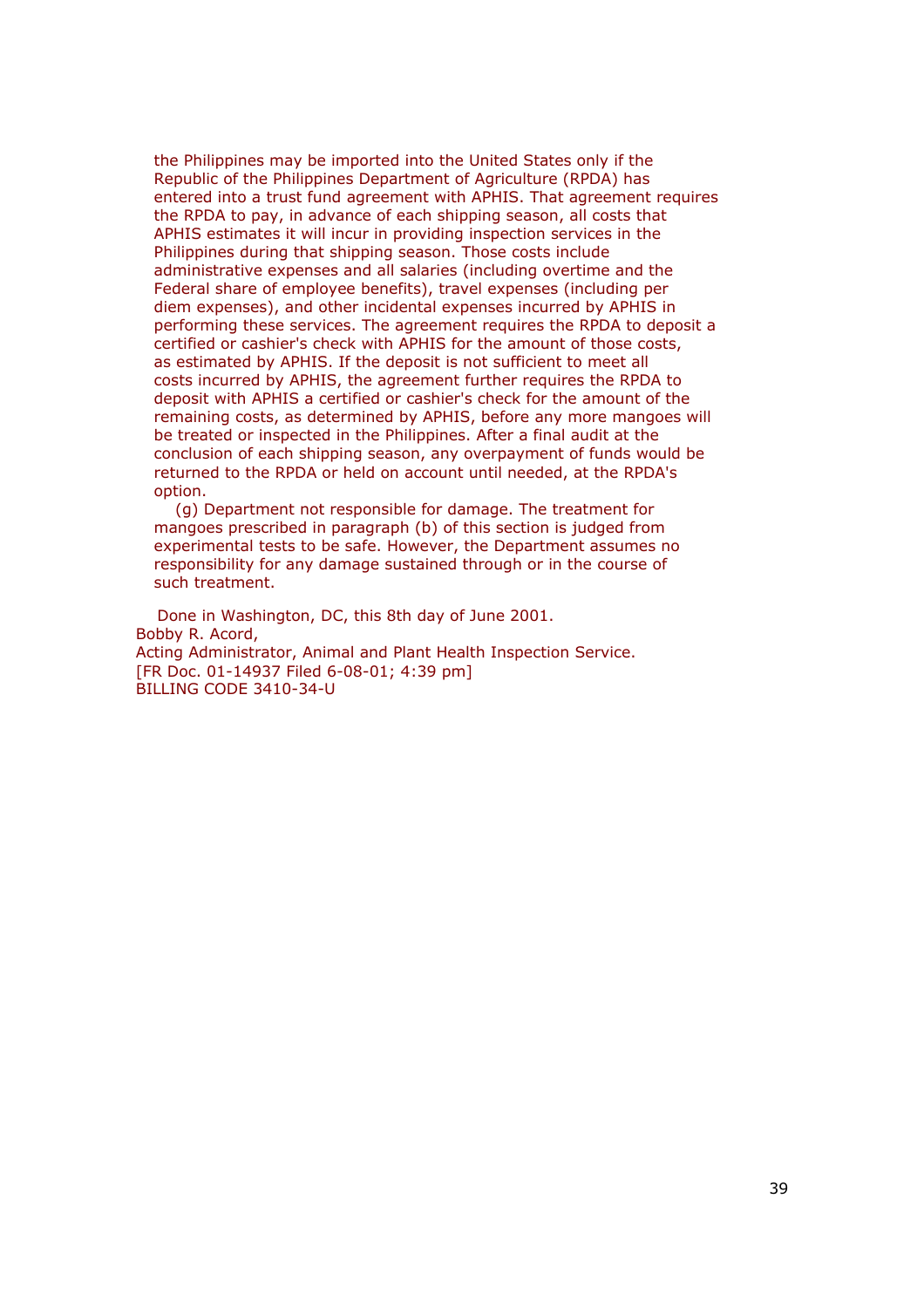the Philippines may be imported into the United States only if the Republic of the Philippines Department of Agriculture (RPDA) has entered into a trust fund agreement with APHIS. That agreement requires the RPDA to pay, in advance of each shipping season, all costs that APHIS estimates it will incur in providing inspection services in the Philippines during that shipping season. Those costs include administrative expenses and all salaries (including overtime and the Federal share of employee benefits), travel expenses (including per diem expenses), and other incidental expenses incurred by APHIS in performing these services. The agreement requires the RPDA to deposit a certified or cashier's check with APHIS for the amount of those costs, as estimated by APHIS. If the deposit is not sufficient to meet all costs incurred by APHIS, the agreement further requires the RPDA to deposit with APHIS a certified or cashier's check for the amount of the remaining costs, as determined by APHIS, before any more mangoes will be treated or inspected in the Philippines. After a final audit at the conclusion of each shipping season, any overpayment of funds would be returned to the RPDA or held on account until needed, at the RPDA's option.

(g) Department not responsible for damage. The treatment for mangoes prescribed in paragraph (b) of this section is judged from experimental tests to be safe. However, the Department assumes no responsibility for any damage sustained through or in the course of such treatment.

Done in Washington, DC, this 8th day of June 2001.
Bobby R. Acord,
Acting Administrator, Animal and Plant Health Inspection Service.
[FR Doc. 01-14937 Filed 6-08-01; 4:39 pm]
BILLING CODE 3410-34-U